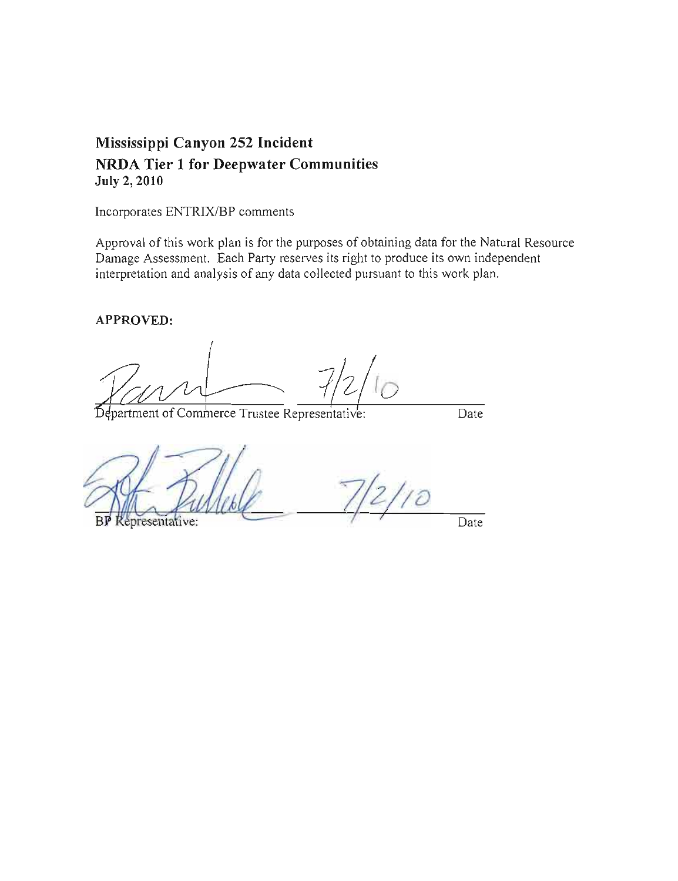## Mississippi Canyon 252 Incident
## NRDA Tier 1 for Deepwater Communities
**July 2, 2010**

Incorporates ENTRIX/BP comments

Approval of this work plan is for the purposes of obtaining data for the Natural Resource Damage Assessment. Each Party reserves its right to produce its own independent interpretation and analysis of any data collected pursuant to this work plan.

**APPROVED:**

7/2/10

Department of Commerce Trustee Representative: Date

7/2/10

BP Representative: Date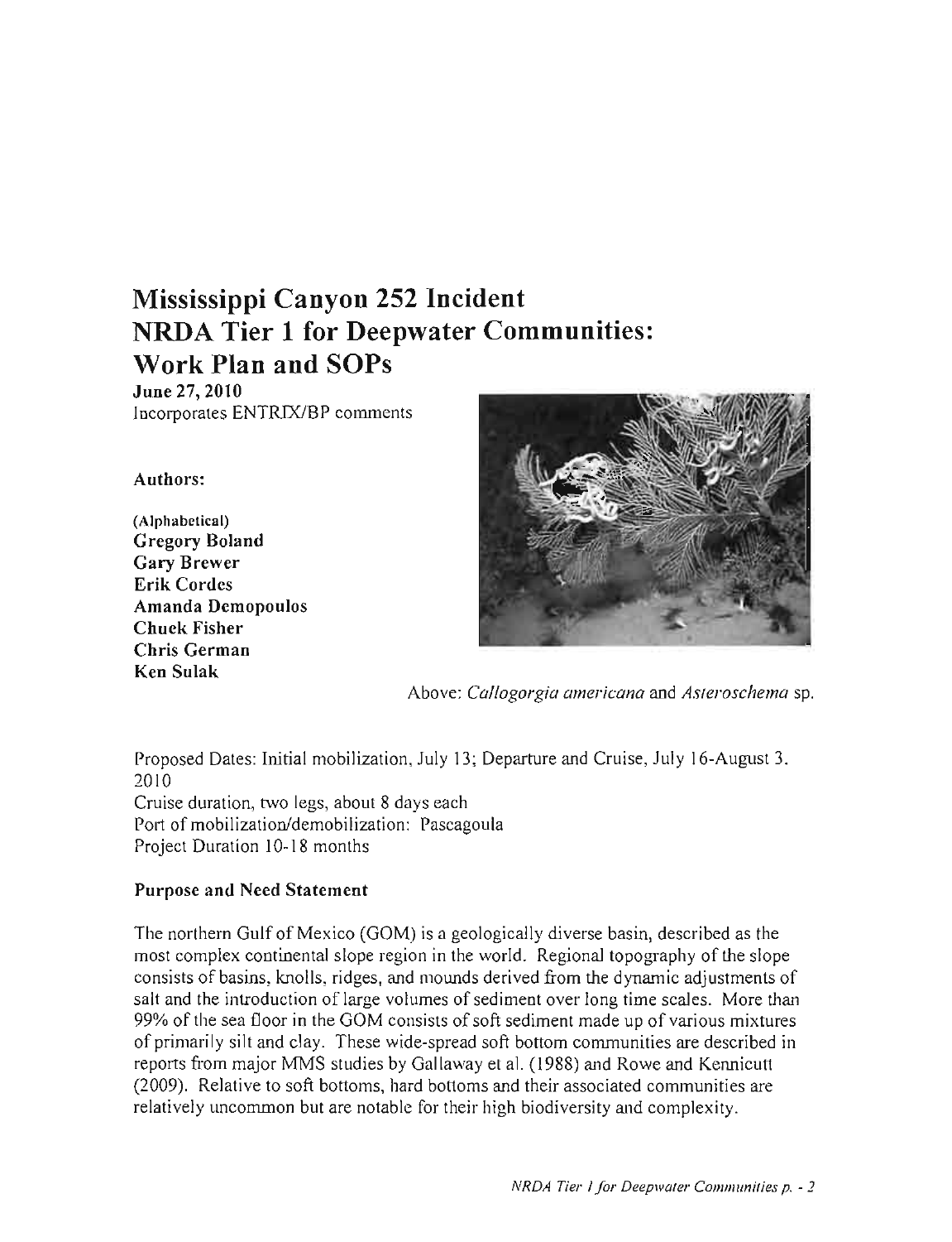# Mississippi Canyon 252 Incident
# NRDA Tier 1 for Deepwater Communities:
# Work Plan and SOPs

**June 27, 2010**
Incorporates ENTRIX/BP comments

**Authors:**

**(Alphabetical)**
**Gregory Boland**
**Gary Brewer**
**Erik Cordes**
**Amanda Demopoulos**
**Chuck Fisher**
**Chris German**
**Ken Sulak**

Above: *Callogorgia americana* and *Asteroschema* sp.

Proposed Dates: Initial mobilization, July 13; Departure and Cruise, July 16-August 3. 2010
Cruise duration, two legs, about 8 days each
Port of mobilization/demobilization: Pascagoula
Project Duration 10-18 months

**Purpose and Need Statement**

The northern Gulf of Mexico (GOM) is a geologically diverse basin, described as the most complex continental slope region in the world. Regional topography of the slope consists of basins, knolls, ridges, and mounds derived from the dynamic adjustments of salt and the introduction of large volumes of sediment over long time scales. More than 99% of the sea floor in the GOM consists of soft sediment made up of various mixtures of primarily silt and clay. These wide-spread soft bottom communities are described in reports from major MMS studies by Gallaway et al. (1988) and Rowe and Kennicutt (2009). Relative to soft bottoms, hard bottoms and their associated communities are relatively uncommon but are notable for their high biodiversity and complexity.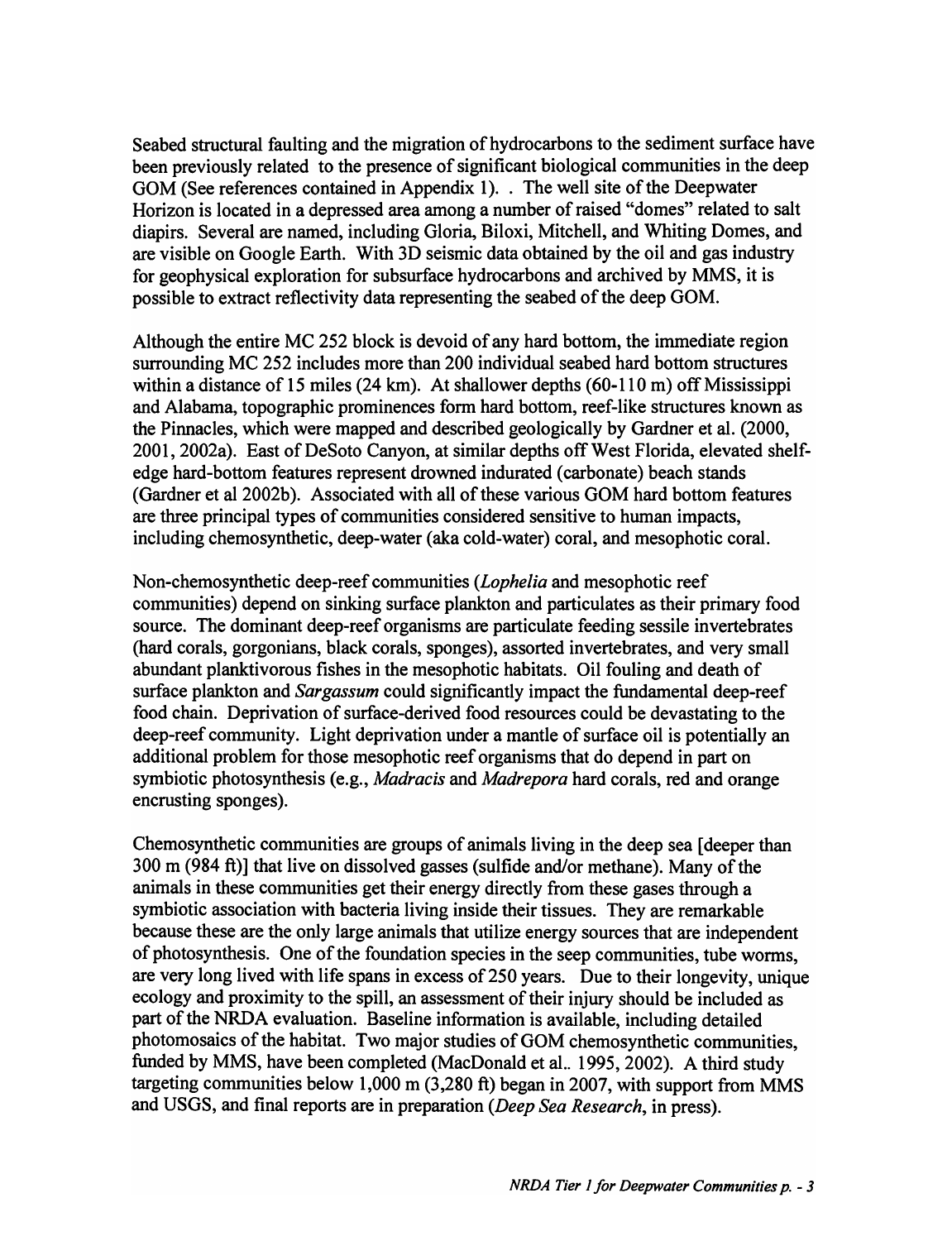Seabed structural faulting and the migration of hydrocarbons to the sediment surface have been previously related to the presence of significant biological communities in the deep GOM (See references contained in Appendix 1). . The well site of the Deepwater Horizon is located in a depressed area among a number of raised "domes" related to salt diapirs. Several are named, including Gloria, Biloxi, Mitchell, and Whiting Domes, and are visible on Google Earth. With 3D seismic data obtained by the oil and gas industry for geophysical exploration for subsurface hydrocarbons and archived by MMS, it is possible to extract reflectivity data representing the seabed of the deep GOM.

Although the entire MC 252 block is devoid of any hard bottom, the immediate region surrounding MC 252 includes more than 200 individual seabed hard bottom structures within a distance of 15 miles (24 km). At shallower depths (60-110 m) off Mississippi and Alabama, topographic prominences form hard bottom, reef-like structures known as the Pinnacles, which were mapped and described geologically by Gardner et al. (2000, 2001, 2002a). East of DeSoto Canyon, at similar depths off West Florida, elevated shelf-edge hard-bottom features represent drowned indurated (carbonate) beach stands (Gardner et al 2002b). Associated with all of these various GOM hard bottom features are three principal types of communities considered sensitive to human impacts, including chemosynthetic, deep-water (aka cold-water) coral, and mesophotic coral.

Non-chemosynthetic deep-reef communities (*Lophelia* and mesophotic reef communities) depend on sinking surface plankton and particulates as their primary food source. The dominant deep-reef organisms are particulate feeding sessile invertebrates (hard corals, gorgonians, black corals, sponges), assorted invertebrates, and very small abundant planktivorous fishes in the mesophotic habitats. Oil fouling and death of surface plankton and *Sargassum* could significantly impact the fundamental deep-reef food chain. Deprivation of surface-derived food resources could be devastating to the deep-reef community. Light deprivation under a mantle of surface oil is potentially an additional problem for those mesophotic reef organisms that do depend in part on symbiotic photosynthesis (e.g., *Madracis* and *Madrepora* hard corals, red and orange encrusting sponges).

Chemosynthetic communities are groups of animals living in the deep sea [deeper than 300 m (984 ft)] that live on dissolved gasses (sulfide and/or methane). Many of the animals in these communities get their energy directly from these gases through a symbiotic association with bacteria living inside their tissues. They are remarkable because these are the only large animals that utilize energy sources that are independent of photosynthesis. One of the foundation species in the seep communities, tube worms, are very long lived with life spans in excess of 250 years. Due to their longevity, unique ecology and proximity to the spill, an assessment of their injury should be included as part of the NRDA evaluation. Baseline information is available, including detailed photomosaics of the habitat. Two major studies of GOM chemosynthetic communities, funded by MMS, have been completed (MacDonald et al.. 1995, 2002). A third study targeting communities below 1,000 m (3,280 ft) began in 2007, with support from MMS and USGS, and final reports are in preparation (*Deep Sea Research*, in press).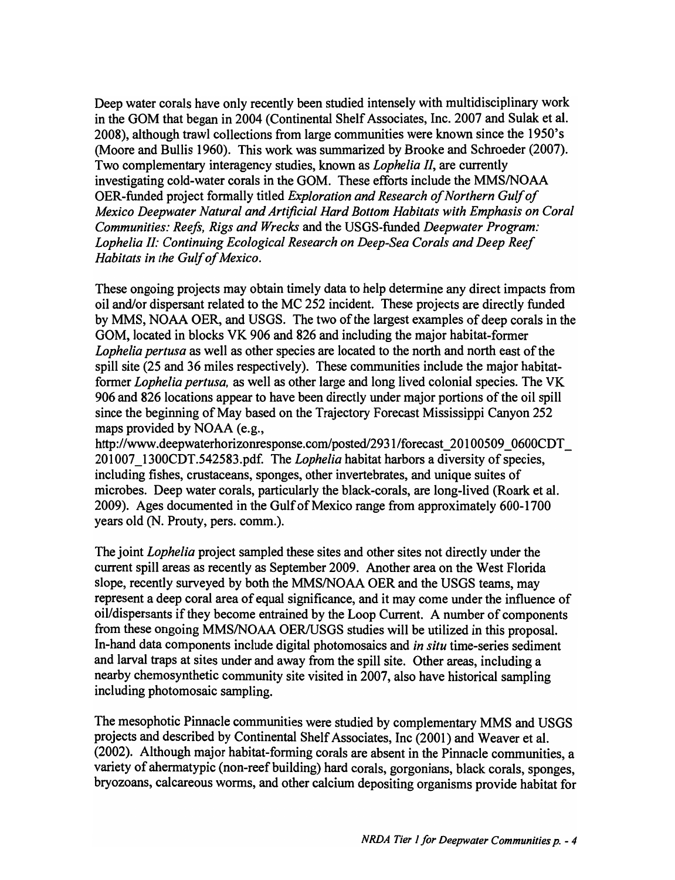Deep water corals have only recently been studied intensely with multidisciplinary work in the GOM that began in 2004 (Continental Shelf Associates, Inc. 2007 and Sulak et al. 2008), although trawl collections from large communities were known since the 1950's (Moore and Bullis 1960). This work was summarized by Brooke and Schroeder (2007). Two complementary interagency studies, known as *Lophelia II*, are currently investigating cold-water corals in the GOM. These efforts include the MMS/NOAA OER-funded project formally titled *Exploration and Research of Northern Gulf of Mexico Deepwater Natural and Artificial Hard Bottom Habitats with Emphasis on Coral Communities: Reefs, Rigs and Wrecks* and the USGS-funded *Deepwater Program: Lophelia II: Continuing Ecological Research on Deep-Sea Corals and Deep Reef Habitats in the Gulf of Mexico*.

These ongoing projects may obtain timely data to help determine any direct impacts from oil and/or dispersant related to the MC 252 incident. These projects are directly funded by MMS, NOAA OER, and USGS. The two of the largest examples of deep corals in the GOM, located in blocks VK 906 and 826 and including the major habitat-former *Lophelia pertusa* as well as other species are located to the north and north east of the spill site (25 and 36 miles respectively). These communities include the major habitat-former *Lophelia pertusa,* as well as other large and long lived colonial species. The VK 906 and 826 locations appear to have been directly under major portions of the oil spill since the beginning of May based on the Trajectory Forecast Mississippi Canyon 252 maps provided by NOAA (e.g., http://www.deepwaterhorizonresponse.com/posted/2931/forecast_20100509_0600CDT_201007_1300CDT.542583.pdf. The *Lophelia* habitat harbors a diversity of species, including fishes, crustaceans, sponges, other invertebrates, and unique suites of microbes. Deep water corals, particularly the black-corals, are long-lived (Roark et al. 2009). Ages documented in the Gulf of Mexico range from approximately 600-1700 years old (N. Prouty, pers. comm.).

The joint *Lophelia* project sampled these sites and other sites not directly under the current spill areas as recently as September 2009. Another area on the West Florida slope, recently surveyed by both the MMS/NOAA OER and the USGS teams, may represent a deep coral area of equal significance, and it may come under the influence of oil/dispersants if they become entrained by the Loop Current. A number of components from these ongoing MMS/NOAA OER/USGS studies will be utilized in this proposal. In-hand data components include digital photomosaics and *in situ* time-series sediment and larval traps at sites under and away from the spill site. Other areas, including a nearby chemosynthetic community site visited in 2007, also have historical sampling including photomosaic sampling.

The mesophotic Pinnacle communities were studied by complementary MMS and USGS projects and described by Continental Shelf Associates, Inc (2001) and Weaver et al. (2002). Although major habitat-forming corals are absent in the Pinnacle communities, a variety of ahermatypic (non-reef building) hard corals, gorgonians, black corals, sponges, bryozoans, calcareous worms, and other calcium depositing organisms provide habitat for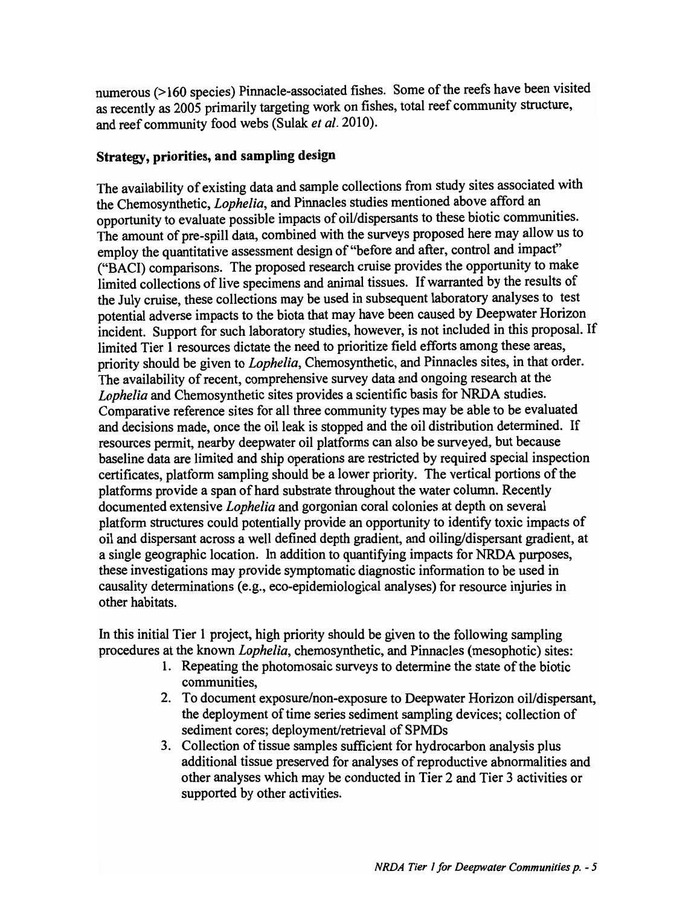numerous (>160 species) Pinnacle-associated fishes. Some of the reefs have been visited as recently as 2005 primarily targeting work on fishes, total reef community structure, and reef community food webs (Sulak *et al.* 2010).

## Strategy, priorities, and sampling design

The availability of existing data and sample collections from study sites associated with the Chemosynthetic, *Lophelia*, and Pinnacles studies mentioned above afford an opportunity to evaluate possible impacts of oil/dispersants to these biotic communities. The amount of pre-spill data, combined with the surveys proposed here may allow us to employ the quantitative assessment design of "before and after, control and impact" ("BACI) comparisons. The proposed research cruise provides the opportunity to make limited collections of live specimens and animal tissues. If warranted by the results of the July cruise, these collections may be used in subsequent laboratory analyses to test potential adverse impacts to the biota that may have been caused by Deepwater Horizon incident. Support for such laboratory studies, however, is not included in this proposal. If limited Tier 1 resources dictate the need to prioritize field efforts among these areas, priority should be given to *Lophelia*, Chemosynthetic, and Pinnacles sites, in that order. The availability of recent, comprehensive survey data and ongoing research at the *Lophelia* and Chemosynthetic sites provides a scientific basis for NRDA studies. Comparative reference sites for all three community types may be able to be evaluated and decisions made, once the oil leak is stopped and the oil distribution determined. If resources permit, nearby deepwater oil platforms can also be surveyed, but because baseline data are limited and ship operations are restricted by required special inspection certificates, platform sampling should be a lower priority. The vertical portions of the platforms provide a span of hard substrate throughout the water column. Recently documented extensive *Lophelia* and gorgonian coral colonies at depth on several platform structures could potentially provide an opportunity to identify toxic impacts of oil and dispersant across a well defined depth gradient, and oiling/dispersant gradient, at a single geographic location. In addition to quantifying impacts for NRDA purposes, these investigations may provide symptomatic diagnostic information to be used in causality determinations (e.g., eco-epidemiological analyses) for resource injuries in other habitats.

In this initial Tier 1 project, high priority should be given to the following sampling procedures at the known *Lophelia*, chemosynthetic, and Pinnacles (mesophotic) sites:

1. Repeating the photomosaic surveys to determine the state of the biotic communities,
2. To document exposure/non-exposure to Deepwater Horizon oil/dispersant, the deployment of time series sediment sampling devices; collection of sediment cores; deployment/retrieval of SPMDs
3. Collection of tissue samples sufficient for hydrocarbon analysis plus additional tissue preserved for analyses of reproductive abnormalities and other analyses which may be conducted in Tier 2 and Tier 3 activities or supported by other activities.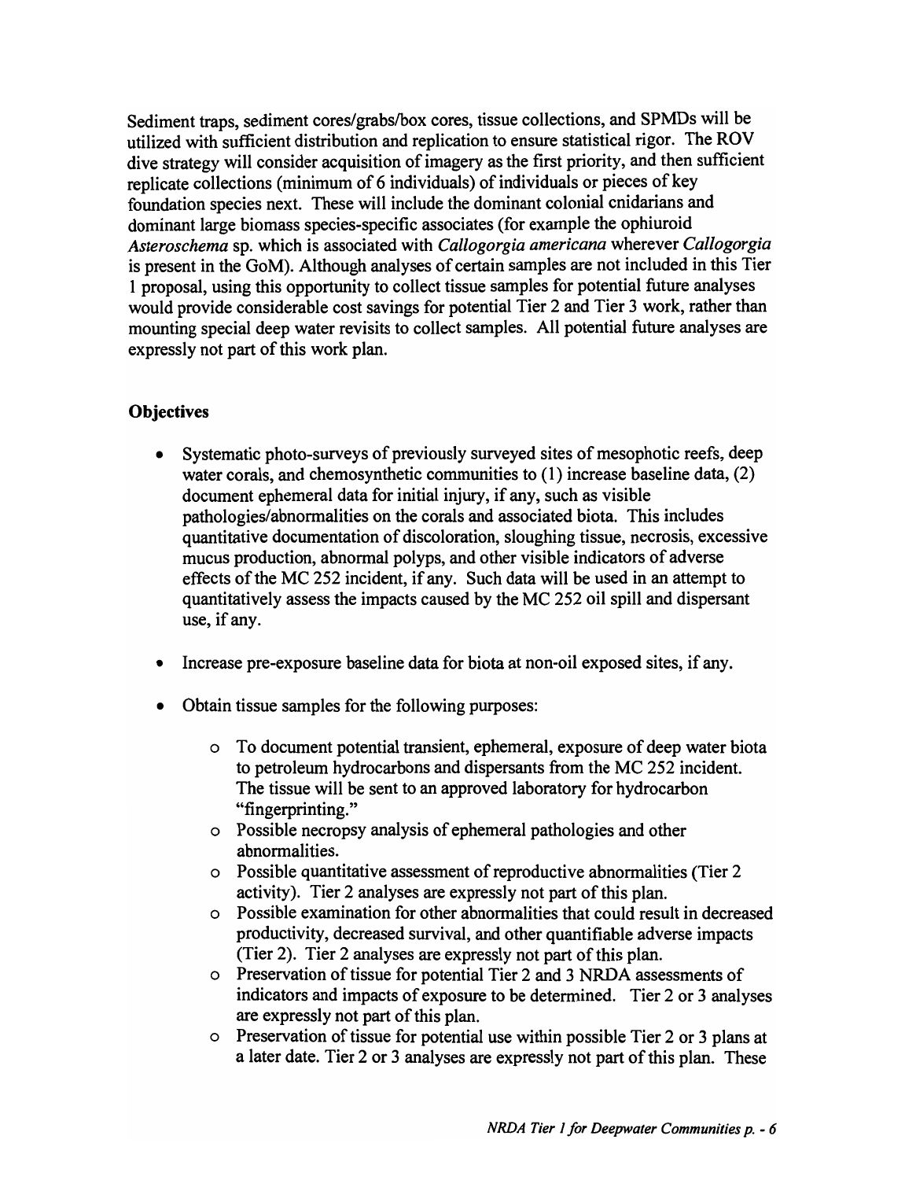Sediment traps, sediment cores/grabs/box cores, tissue collections, and SPMDs will be utilized with sufficient distribution and replication to ensure statistical rigor. The ROV dive strategy will consider acquisition of imagery as the first priority, and then sufficient replicate collections (minimum of 6 individuals) of individuals or pieces of key foundation species next. These will include the dominant colonial cnidarians and dominant large biomass species-specific associates (for example the ophiuroid *Asteroschema* sp. which is associated with *Callogorgia americana* wherever *Callogorgia* is present in the GoM). Although analyses of certain samples are not included in this Tier 1 proposal, using this opportunity to collect tissue samples for potential future analyses would provide considerable cost savings for potential Tier 2 and Tier 3 work, rather than mounting special deep water revisits to collect samples. All potential future analyses are expressly not part of this work plan.

## Objectives

- Systematic photo-surveys of previously surveyed sites of mesophotic reefs, deep water corals, and chemosynthetic communities to (1) increase baseline data, (2) document ephemeral data for initial injury, if any, such as visible pathologies/abnormalities on the corals and associated biota. This includes quantitative documentation of discoloration, sloughing tissue, necrosis, excessive mucus production, abnormal polyps, and other visible indicators of adverse effects of the MC 252 incident, if any. Such data will be used in an attempt to quantitatively assess the impacts caused by the MC 252 oil spill and dispersant use, if any.
- Increase pre-exposure baseline data for biota at non-oil exposed sites, if any.
- Obtain tissue samples for the following purposes:
  - To document potential transient, ephemeral, exposure of deep water biota to petroleum hydrocarbons and dispersants from the MC 252 incident. The tissue will be sent to an approved laboratory for hydrocarbon "fingerprinting."
  - Possible necropsy analysis of ephemeral pathologies and other abnormalities.
  - Possible quantitative assessment of reproductive abnormalities (Tier 2 activity). Tier 2 analyses are expressly not part of this plan.
  - Possible examination for other abnormalities that could result in decreased productivity, decreased survival, and other quantifiable adverse impacts (Tier 2). Tier 2 analyses are expressly not part of this plan.
  - Preservation of tissue for potential Tier 2 and 3 NRDA assessments of indicators and impacts of exposure to be determined. Tier 2 or 3 analyses are expressly not part of this plan.
  - Preservation of tissue for potential use within possible Tier 2 or 3 plans at a later date. Tier 2 or 3 analyses are expressly not part of this plan. These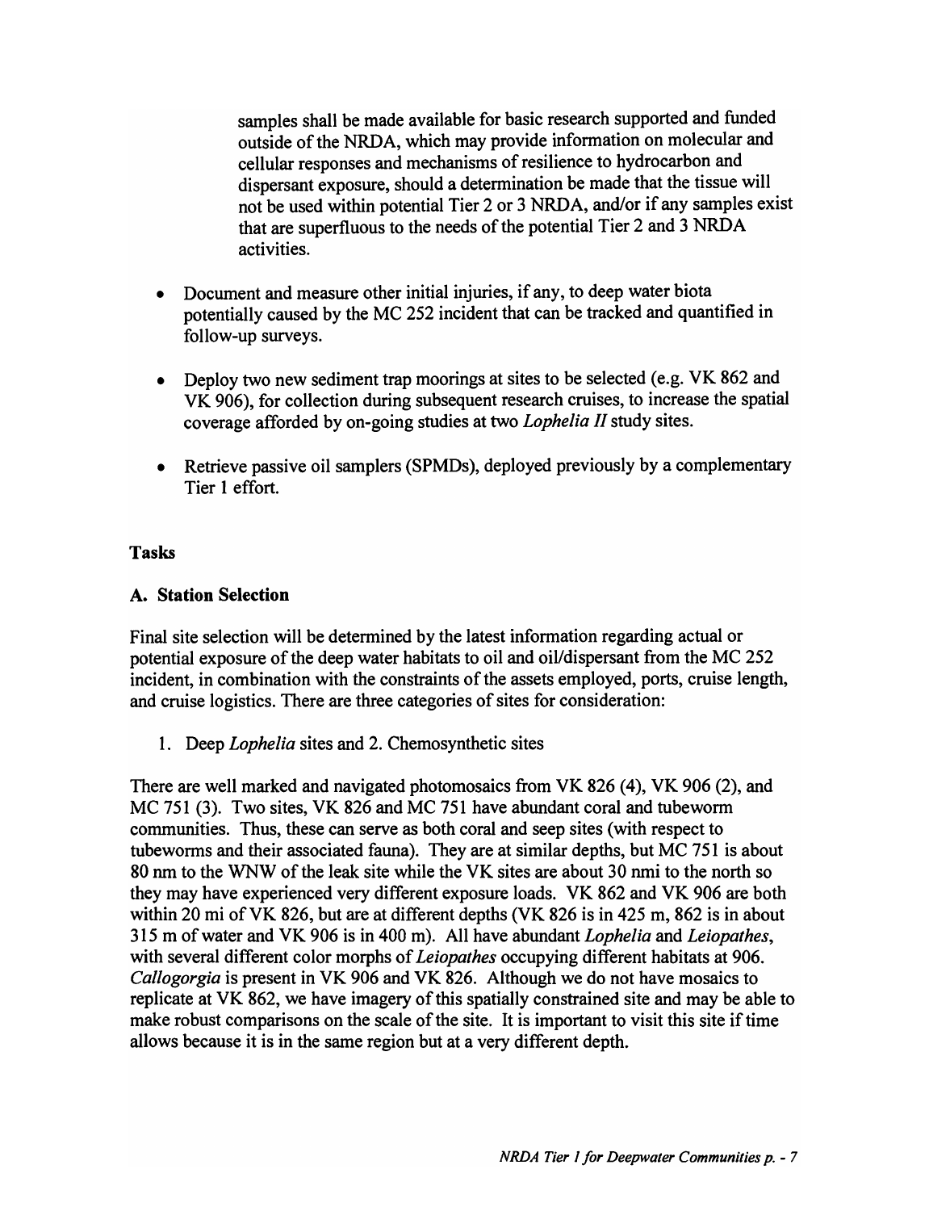samples shall be made available for basic research supported and funded outside of the NRDA, which may provide information on molecular and cellular responses and mechanisms of resilience to hydrocarbon and dispersant exposure, should a determination be made that the tissue will not be used within potential Tier 2 or 3 NRDA, and/or if any samples exist that are superfluous to the needs of the potential Tier 2 and 3 NRDA activities.

- Document and measure other initial injuries, if any, to deep water biota potentially caused by the MC 252 incident that can be tracked and quantified in follow-up surveys.
- Deploy two new sediment trap moorings at sites to be selected (e.g. VK 862 and VK 906), for collection during subsequent research cruises, to increase the spatial coverage afforded by on-going studies at two *Lophelia II* study sites.
- Retrieve passive oil samplers (SPMDs), deployed previously by a complementary Tier 1 effort.

## Tasks

### A. Station Selection

Final site selection will be determined by the latest information regarding actual or potential exposure of the deep water habitats to oil and oil/dispersant from the MC 252 incident, in combination with the constraints of the assets employed, ports, cruise length, and cruise logistics. There are three categories of sites for consideration:

1. Deep *Lophelia* sites and 2. Chemosynthetic sites

There are well marked and navigated photomosaics from VK 826 (4), VK 906 (2), and MC 751 (3). Two sites, VK 826 and MC 751 have abundant coral and tubeworm communities. Thus, these can serve as both coral and seep sites (with respect to tubeworms and their associated fauna). They are at similar depths, but MC 751 is about 80 nm to the WNW of the leak site while the VK sites are about 30 nmi to the north so they may have experienced very different exposure loads. VK 862 and VK 906 are both within 20 mi of VK 826, but are at different depths (VK 826 is in 425 m, 862 is in about 315 m of water and VK 906 is in 400 m). All have abundant *Lophelia* and *Leiopathes*, with several different color morphs of *Leiopathes* occupying different habitats at 906. *Callogorgia* is present in VK 906 and VK 826. Although we do not have mosaics to replicate at VK 862, we have imagery of this spatially constrained site and may be able to make robust comparisons on the scale of the site. It is important to visit this site if time allows because it is in the same region but at a very different depth.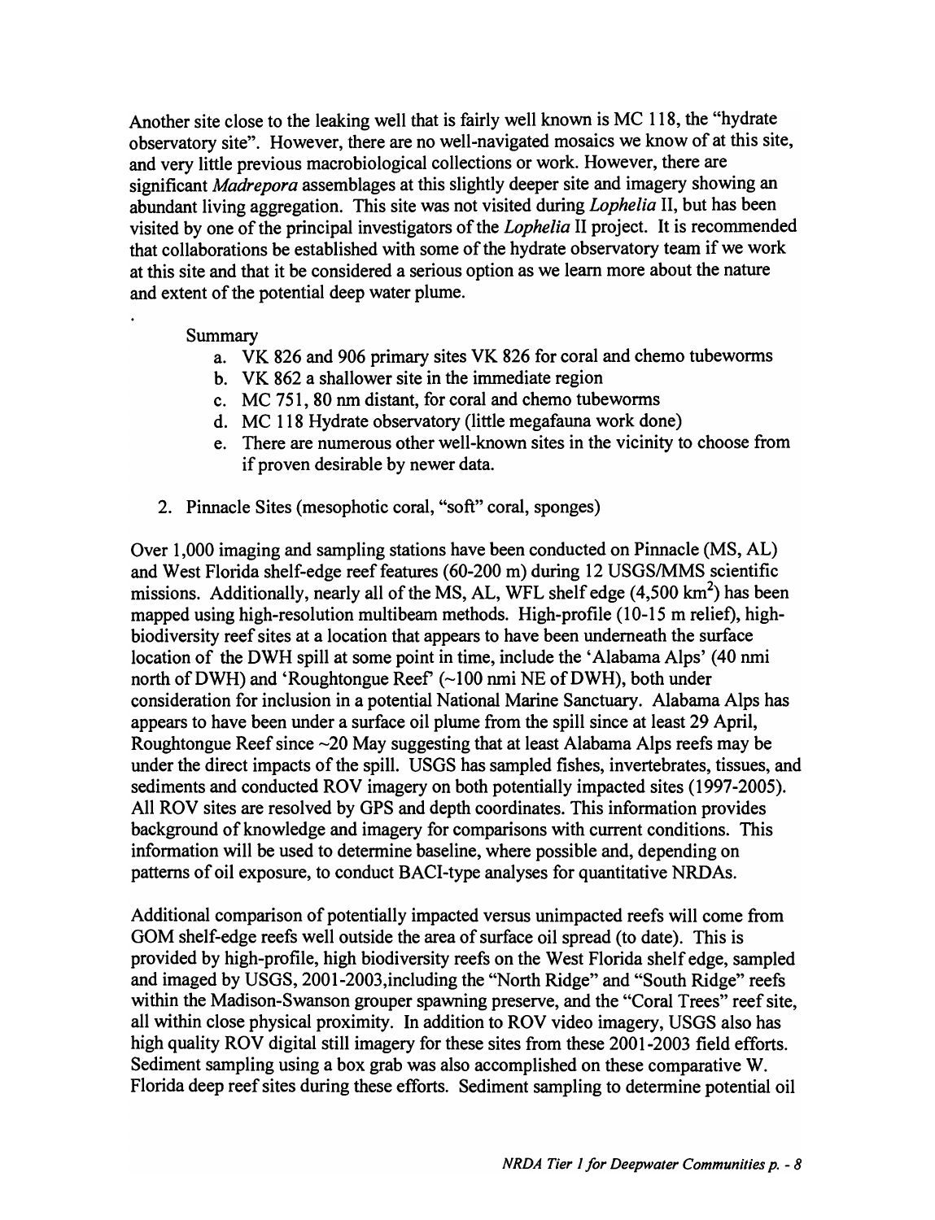Another site close to the leaking well that is fairly well known is MC 118, the "hydrate observatory site". However, there are no well-navigated mosaics we know of at this site, and very little previous macrobiological collections or work. However, there are significant *Madrepora* assemblages at this slightly deeper site and imagery showing an abundant living aggregation. This site was not visited during *Lophelia* II, but has been visited by one of the principal investigators of the *Lophelia* II project. It is recommended that collaborations be established with some of the hydrate observatory team if we work at this site and that it be considered a serious option as we learn more about the nature and extent of the potential deep water plume.

Summary

a. VK 826 and 906 primary sites VK 826 for coral and chemo tubeworms
b. VK 862 a shallower site in the immediate region
c. MC 751, 80 nm distant, for coral and chemo tubeworms
d. MC 118 Hydrate observatory (little megafauna work done)
e. There are numerous other well-known sites in the vicinity to choose from if proven desirable by newer data.

2. Pinnacle Sites (mesophotic coral, "soft" coral, sponges)

Over 1,000 imaging and sampling stations have been conducted on Pinnacle (MS, AL) and West Florida shelf-edge reef features (60-200 m) during 12 USGS/MMS scientific missions. Additionally, nearly all of the MS, AL, WFL shelf edge (4,500 $km^2$) has been mapped using high-resolution multibeam methods. High-profile (10-15 m relief), high-biodiversity reef sites at a location that appears to have been underneath the surface location of the DWH spill at some point in time, include the 'Alabama Alps' (40 nmi north of DWH) and 'Roughtongue Reef' (~100 nmi NE of DWH), both under consideration for inclusion in a potential National Marine Sanctuary. Alabama Alps has appears to have been under a surface oil plume from the spill since at least 29 April, Roughtongue Reef since ~20 May suggesting that at least Alabama Alps reefs may be under the direct impacts of the spill. USGS has sampled fishes, invertebrates, tissues, and sediments and conducted ROV imagery on both potentially impacted sites (1997-2005). All ROV sites are resolved by GPS and depth coordinates. This information provides background of knowledge and imagery for comparisons with current conditions. This information will be used to determine baseline, where possible and, depending on patterns of oil exposure, to conduct BACI-type analyses for quantitative NRDAs.

Additional comparison of potentially impacted versus unimpacted reefs will come from GOM shelf-edge reefs well outside the area of surface oil spread (to date). This is provided by high-profile, high biodiversity reefs on the West Florida shelf edge, sampled and imaged by USGS, 2001-2003,including the "North Ridge" and "South Ridge" reefs within the Madison-Swanson grouper spawning preserve, and the "Coral Trees" reef site, all within close physical proximity. In addition to ROV video imagery, USGS also has high quality ROV digital still imagery for these sites from these 2001-2003 field efforts. Sediment sampling using a box grab was also accomplished on these comparative W. Florida deep reef sites during these efforts. Sediment sampling to determine potential oil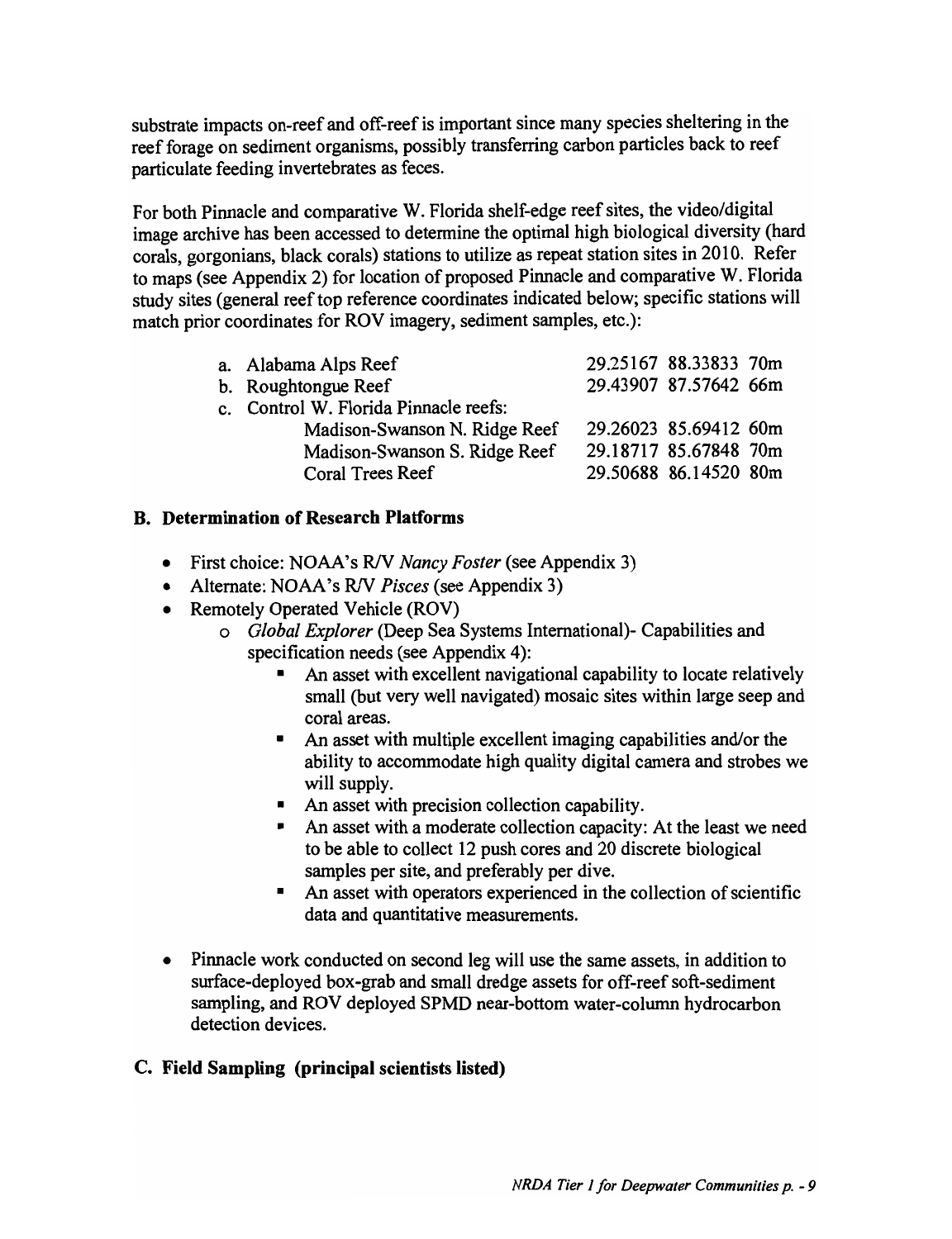substrate impacts on-reef and off-reef is important since many species sheltering in the reef forage on sediment organisms, possibly transferring carbon particles back to reef particulate feeding invertebrates as feces.

For both Pinnacle and comparative W. Florida shelf-edge reef sites, the video/digital image archive has been accessed to determine the optimal high biological diversity (hard corals, gorgonians, black corals) stations to utilize as repeat station sites in 2010. Refer to maps (see Appendix 2) for location of proposed Pinnacle and comparative W. Florida study sites (general reef top reference coordinates indicated below; specific stations will match prior coordinates for ROV imagery, sediment samples, etc.):

| | | | |
|---|---|---|---|
| a. Alabama Alps Reef | 29.25167 | 88.33833 | 70m |
| b. Roughtongue Reef | 29.43907 | 87.57642 | 66m |
| c. Control W. Florida Pinnacle reefs: | | | |
| Madison-Swanson N. Ridge Reef | 29.26023 | 85.69412 | 60m |
| Madison-Swanson S. Ridge Reef | 29.18717 | 85.67848 | 70m |
| Coral Trees Reef | 29.50688 | 86.14520 | 80m |

## B. Determination of Research Platforms

- First choice: NOAA's R/V *Nancy Foster* (see Appendix 3)
- Alternate: NOAA's R/V *Pisces* (see Appendix 3)
- Remotely Operated Vehicle (ROV)
  - *Global Explorer* (Deep Sea Systems International)- Capabilities and specification needs (see Appendix 4):
    - An asset with excellent navigational capability to locate relatively small (but very well navigated) mosaic sites within large seep and coral areas.
    - An asset with multiple excellent imaging capabilities and/or the ability to accommodate high quality digital camera and strobes we will supply.
    - An asset with precision collection capability.
    - An asset with a moderate collection capacity: At the least we need to be able to collect 12 push cores and 20 discrete biological samples per site, and preferably per dive.
    - An asset with operators experienced in the collection of scientific data and quantitative measurements.
- Pinnacle work conducted on second leg will use the same assets, in addition to surface-deployed box-grab and small dredge assets for off-reef soft-sediment sampling, and ROV deployed SPMD near-bottom water-column hydrocarbon detection devices.

## C. Field Sampling (principal scientists listed)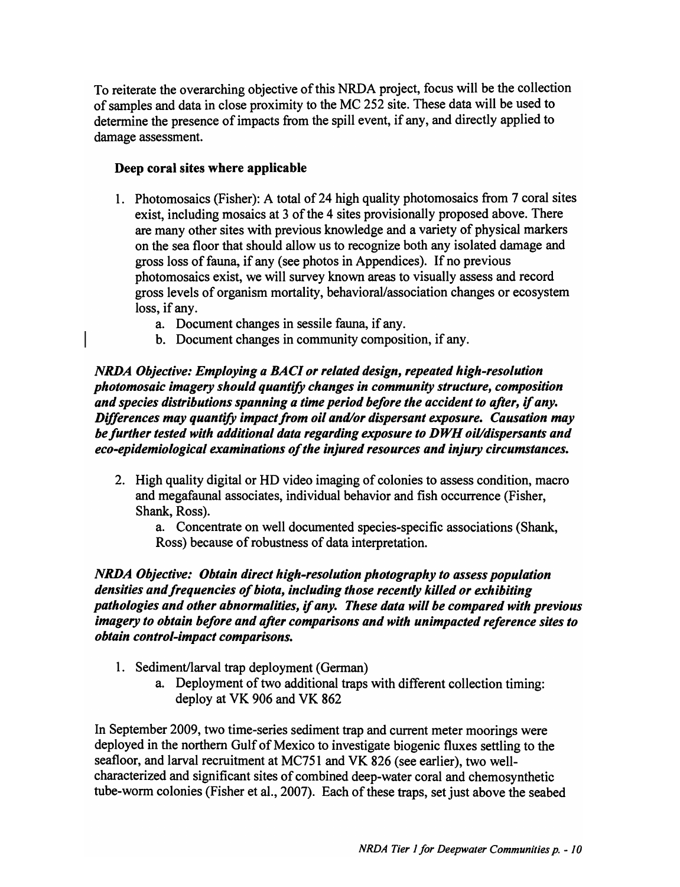To reiterate the overarching objective of this NRDA project, focus will be the collection of samples and data in close proximity to the MC 252 site. These data will be used to determine the presence of impacts from the spill event, if any, and directly applied to damage assessment.

### Deep coral sites where applicable

1. Photomosaics (Fisher): A total of 24 high quality photomosaics from 7 coral sites exist, including mosaics at 3 of the 4 sites provisionally proposed above. There are many other sites with previous knowledge and a variety of physical markers on the sea floor that should allow us to recognize both any isolated damage and gross loss of fauna, if any (see photos in Appendices). If no previous photomosaics exist, we will survey known areas to visually assess and record gross levels of organism mortality, behavioral/association changes or ecosystem loss, if any.
    a. Document changes in sessile fauna, if any.
    b. Document changes in community composition, if any.

***NRDA Objective: Employing a BACI or related design, repeated high-resolution photomosaic imagery should quantify changes in community structure, composition and species distributions spanning a time period before the accident to after, if any. Differences may quantify impact from oil and/or dispersant exposure. Causation may be further tested with additional data regarding exposure to DWH oil/dispersants and eco-epidemiological examinations of the injured resources and injury circumstances.***

2. High quality digital or HD video imaging of colonies to assess condition, macro and megafaunal associates, individual behavior and fish occurrence (Fisher, Shank, Ross).
    a. Concentrate on well documented species-specific associations (Shank, Ross) because of robustness of data interpretation.

***NRDA Objective: Obtain direct high-resolution photography to assess population densities and frequencies of biota, including those recently killed or exhibiting pathologies and other abnormalities, if any. These data will be compared with previous imagery to obtain before and after comparisons and with unimpacted reference sites to obtain control-impact comparisons.***

1. Sediment/larval trap deployment (German)
    a. Deployment of two additional traps with different collection timing: deploy at VK 906 and VK 862

In September 2009, two time-series sediment trap and current meter moorings were deployed in the northern Gulf of Mexico to investigate biogenic fluxes settling to the seafloor, and larval recruitment at MC751 and VK 826 (see earlier), two well-characterized and significant sites of combined deep-water coral and chemosynthetic tube-worm colonies (Fisher et al., 2007). Each of these traps, set just above the seabed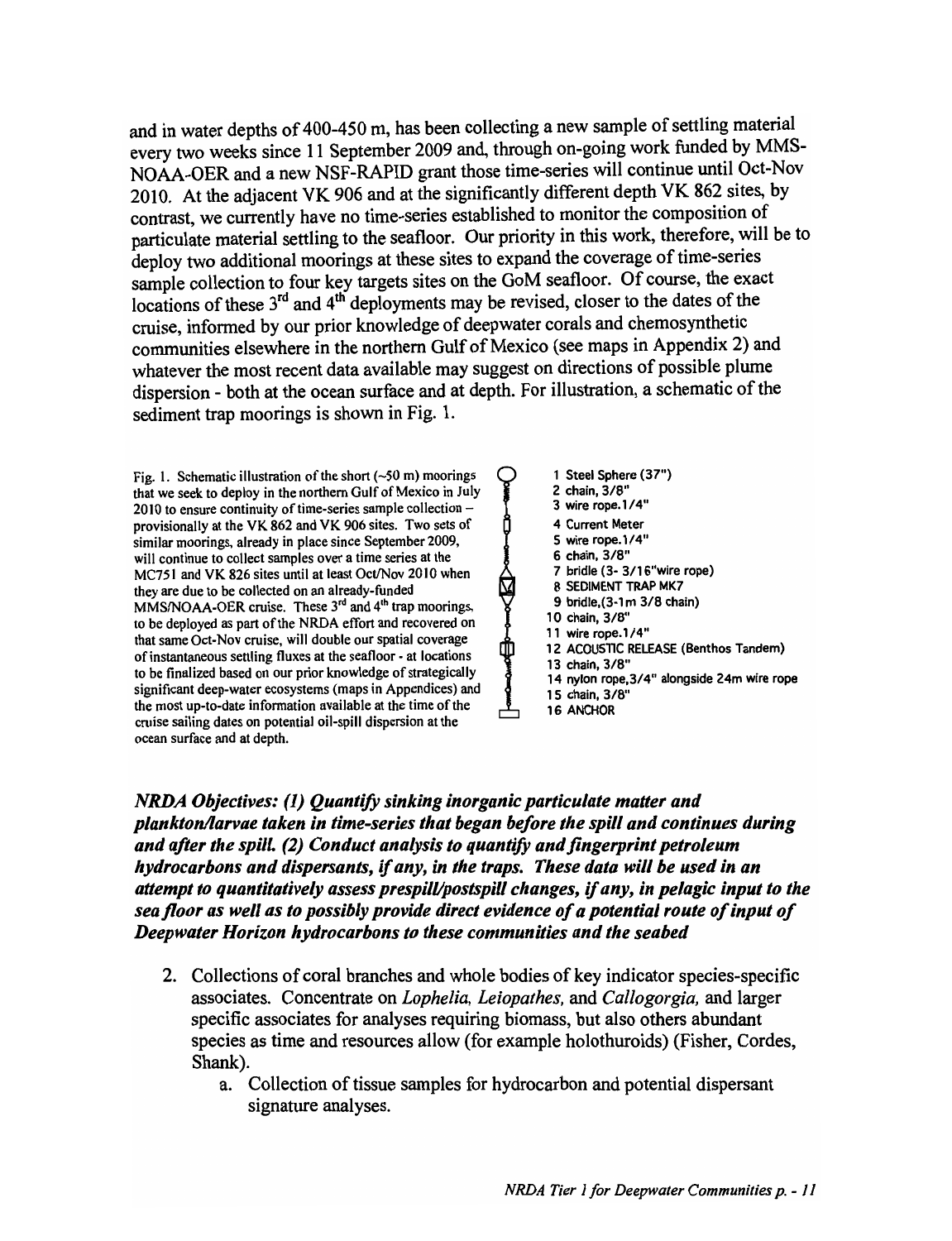and in water depths of 400-450 m, has been collecting a new sample of settling material every two weeks since 11 September 2009 and, through on-going work funded by MMS-NOAA-OER and a new NSF-RAPID grant those time-series will continue until Oct-Nov 2010. At the adjacent VK 906 and at the significantly different depth VK 862 sites, by contrast, we currently have no time-series established to monitor the composition of particulate material settling to the seafloor. Our priority in this work, therefore, will be to deploy two additional moorings at these sites to expand the coverage of time-series sample collection to four key targets sites on the GoM seafloor. Of course, the exact locations of these 3rd and 4th deployments may be revised, closer to the dates of the cruise, informed by our prior knowledge of deepwater corals and chemosynthetic communities elsewhere in the northern Gulf of Mexico (see maps in Appendix 2) and whatever the most recent data available may suggest on directions of possible plume dispersion - both at the ocean surface and at depth. For illustration, a schematic of the sediment trap moorings is shown in Fig. 1.

Fig. 1. Schematic illustration of the short (~50 m) moorings that we seek to deploy in the northern Gulf of Mexico in July 2010 to ensure continuity of time-series sample collection – provisionally at the VK 862 and VK 906 sites. Two sets of similar moorings, already in place since September 2009, will continue to collect samples over a time series at the MC751 and VK 826 sites until at least Oct/Nov 2010 when they are due to be collected on an already-funded MMS/NOAA-OER cruise. These 3rd and 4th trap moorings, to be deployed as part of the NRDA effort and recovered on that same Oct-Nov cruise, will double our spatial coverage of instantaneous settling fluxes at the seafloor - at locations to be finalized based on our prior knowledge of strategically significant deep-water ecosystems (maps in Appendices) and the most up-to-date information available at the time of the cruise sailing dates on potential oil-spill dispersion at the ocean surface and at depth.

1 Steel Sphere (37")
2 chain, 3/8"
3 wire rope.1/4"
4 Current Meter
5 wire rope.1/4"
6 chain, 3/8"
7 bridle (3- 3/16"wire rope)
8 SEDIMENT TRAP MK7
9 bridle,(3-1m 3/8 chain)
10 chain, 3/8"
11 wire rope.1/4"
12 ACOUSTIC RELEASE (Benthos Tandem)
13 chain, 3/8"
14 nylon rope,3/4" alongside 24m wire rope
15 chain, 3/8"
16 ANCHOR

***NRDA Objectives: (1) Quantify sinking inorganic particulate matter and plankton/larvae taken in time-series that began before the spill and continues during and after the spill. (2) Conduct analysis to quantify and fingerprint petroleum hydrocarbons and dispersants, if any, in the traps. These data will be used in an attempt to quantitatively assess prespill/postspill changes, if any, in pelagic input to the sea floor as well as to possibly provide direct evidence of a potential route of input of Deepwater Horizon hydrocarbons to these communities and the seabed***

2. Collections of coral branches and whole bodies of key indicator species-specific associates. Concentrate on *Lophelia*, *Leiopathes*, and *Callogorgia*, and larger specific associates for analyses requiring biomass, but also others abundant species as time and resources allow (for example holothuroids) (Fisher, Cordes, Shank).
    a. Collection of tissue samples for hydrocarbon and potential dispersant signature analyses.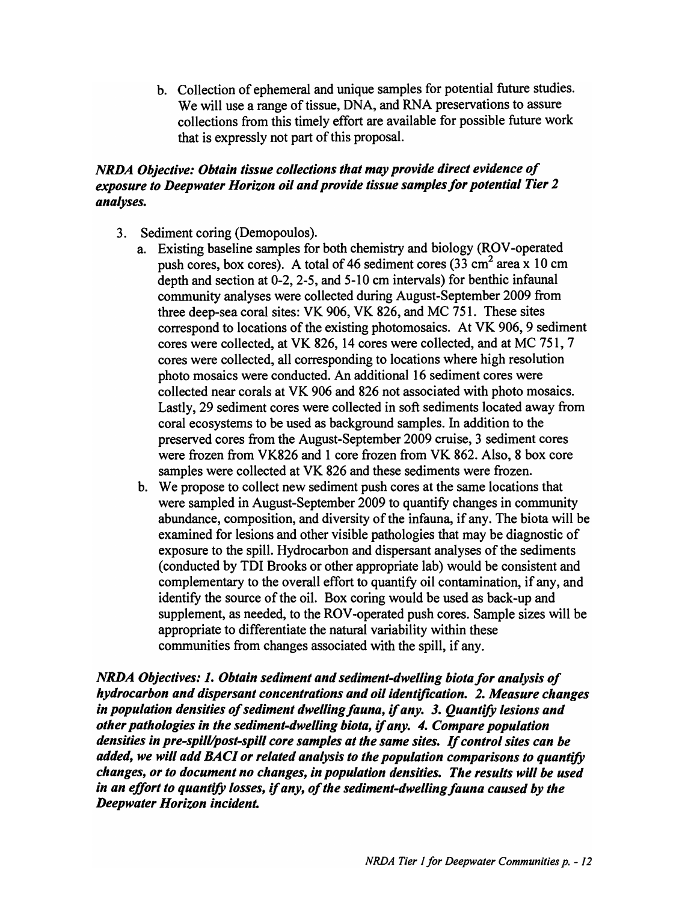b. Collection of ephemeral and unique samples for potential future studies. We will use a range of tissue, DNA, and RNA preservations to assure collections from this timely effort are available for possible future work that is expressly not part of this proposal.

***NRDA Objective: Obtain tissue collections that may provide direct evidence of exposure to Deepwater Horizon oil and provide tissue samples for potential Tier 2 analyses.***

3. Sediment coring (Demopoulos).
   a. Existing baseline samples for both chemistry and biology (ROV-operated push cores, box cores). A total of 46 sediment cores (33 $cm^2$ area x 10 cm depth and section at 0-2, 2-5, and 5-10 cm intervals) for benthic infaunal community analyses were collected during August-September 2009 from three deep-sea coral sites: VK 906, VK 826, and MC 751. These sites correspond to locations of the existing photomosaics. At VK 906, 9 sediment cores were collected, at VK 826, 14 cores were collected, and at MC 751, 7 cores were collected, all corresponding to locations where high resolution photo mosaics were conducted. An additional 16 sediment cores were collected near corals at VK 906 and 826 not associated with photo mosaics. Lastly, 29 sediment cores were collected in soft sediments located away from coral ecosystems to be used as background samples. In addition to the preserved cores from the August-September 2009 cruise, 3 sediment cores were frozen from VK826 and 1 core frozen from VK 862. Also, 8 box core samples were collected at VK 826 and these sediments were frozen.
   b. We propose to collect new sediment push cores at the same locations that were sampled in August-September 2009 to quantify changes in community abundance, composition, and diversity of the infauna, if any. The biota will be examined for lesions and other visible pathologies that may be diagnostic of exposure to the spill. Hydrocarbon and dispersant analyses of the sediments (conducted by TDI Brooks or other appropriate lab) would be consistent and complementary to the overall effort to quantify oil contamination, if any, and identify the source of the oil. Box coring would be used as back-up and supplement, as needed, to the ROV-operated push cores. Sample sizes will be appropriate to differentiate the natural variability within these communities from changes associated with the spill, if any.

***NRDA Objectives: 1. Obtain sediment and sediment-dwelling biota for analysis of hydrocarbon and dispersant concentrations and oil identification. 2. Measure changes in population densities of sediment dwelling fauna, if any. 3. Quantify lesions and other pathologies in the sediment-dwelling biota, if any. 4. Compare population densities in pre-spill/post-spill core samples at the same sites. If control sites can be added, we will add BACI or related analysis to the population comparisons to quantify changes, or to document no changes, in population densities. The results will be used in an effort to quantify losses, if any, of the sediment-dwelling fauna caused by the Deepwater Horizon incident.***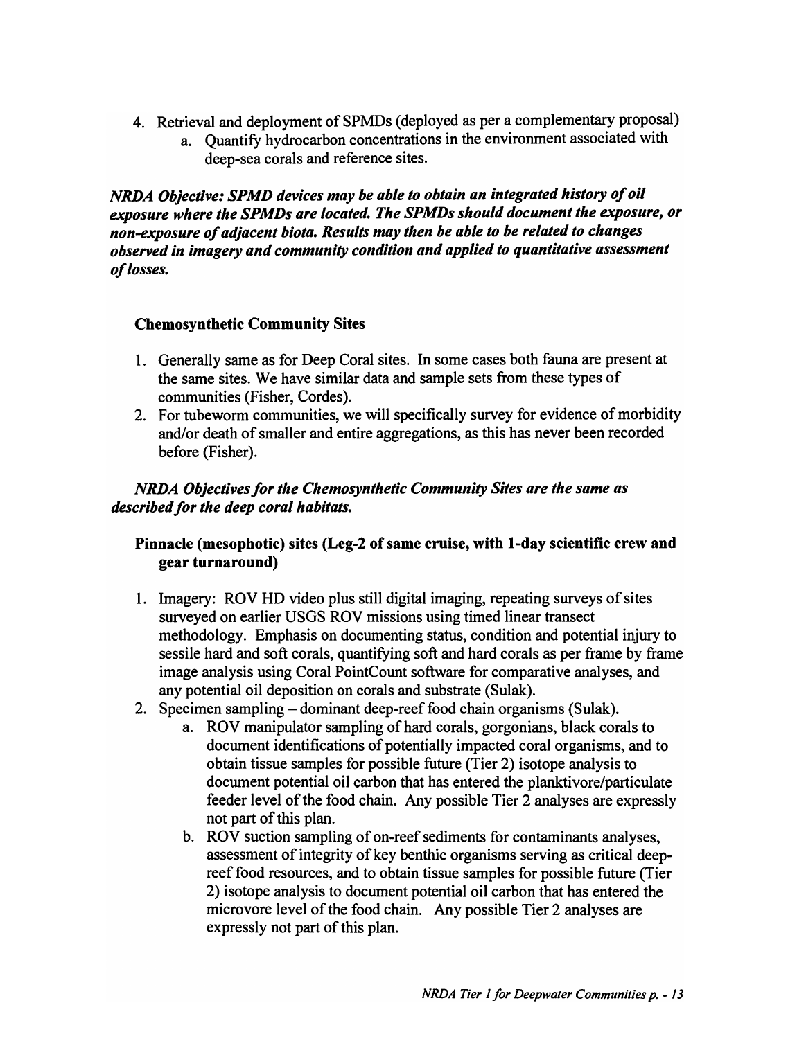4. Retrieval and deployment of SPMDs (deployed as per a complementary proposal)
    a. Quantify hydrocarbon concentrations in the environment associated with deep-sea corals and reference sites.

***NRDA Objective: SPMD devices may be able to obtain an integrated history of oil exposure where the SPMDs are located. The SPMDs should document the exposure, or non-exposure of adjacent biota. Results may then be able to be related to changes observed in imagery and community condition and applied to quantitative assessment of losses.***

### Chemosynthetic Community Sites

1. Generally same as for Deep Coral sites. In some cases both fauna are present at the same sites. We have similar data and sample sets from these types of communities (Fisher, Cordes).
2. For tubeworm communities, we will specifically survey for evidence of morbidity and/or death of smaller and entire aggregations, as this has never been recorded before (Fisher).

***NRDA Objectives for the Chemosynthetic Community Sites are the same as described for the deep coral habitats.***

### Pinnacle (mesophotic) sites (Leg-2 of same cruise, with 1-day scientific crew and gear turnaround)

1. Imagery: ROV HD video plus still digital imaging, repeating surveys of sites surveyed on earlier USGS ROV missions using timed linear transect methodology. Emphasis on documenting status, condition and potential injury to sessile hard and soft corals, quantifying soft and hard corals as per frame by frame image analysis using Coral PointCount software for comparative analyses, and any potential oil deposition on corals and substrate (Sulak).
2. Specimen sampling – dominant deep-reef food chain organisms (Sulak).
    a. ROV manipulator sampling of hard corals, gorgonians, black corals to document identifications of potentially impacted coral organisms, and to obtain tissue samples for possible future (Tier 2) isotope analysis to document potential oil carbon that has entered the planktivore/particulate feeder level of the food chain. Any possible Tier 2 analyses are expressly not part of this plan.
    b. ROV suction sampling of on-reef sediments for contaminants analyses, assessment of integrity of key benthic organisms serving as critical deep-reef food resources, and to obtain tissue samples for possible future (Tier 2) isotope analysis to document potential oil carbon that has entered the microvore level of the food chain. Any possible Tier 2 analyses are expressly not part of this plan.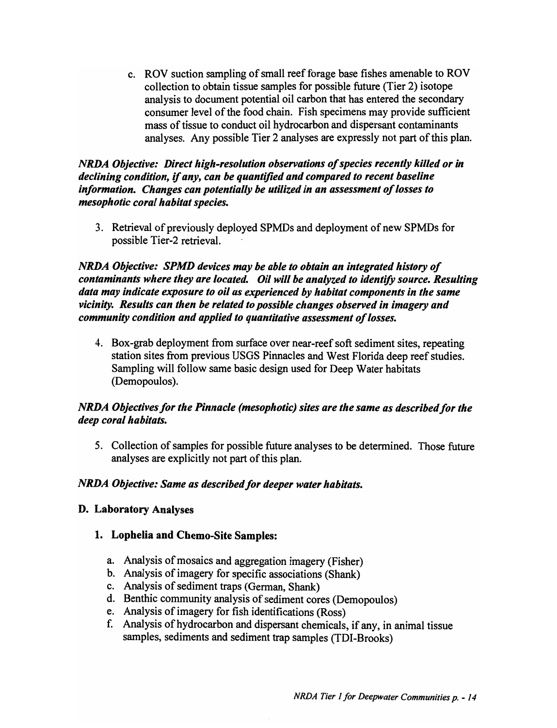c. ROV suction sampling of small reef forage base fishes amenable to ROV collection to obtain tissue samples for possible future (Tier 2) isotope analysis to document potential oil carbon that has entered the secondary consumer level of the food chain. Fish specimens may provide sufficient mass of tissue to conduct oil hydrocarbon and dispersant contaminants analyses. Any possible Tier 2 analyses are expressly not part of this plan.

***NRDA Objective: Direct high-resolution observations of species recently killed or in declining condition, if any, can be quantified and compared to recent baseline information. Changes can potentially be utilized in an assessment of losses to mesophotic coral habitat species.***

3. Retrieval of previously deployed SPMDs and deployment of new SPMDs for possible Tier-2 retrieval.

***NRDA Objective: SPMD devices may be able to obtain an integrated history of contaminants where they are located. Oil will be analyzed to identify source. Resulting data may indicate exposure to oil as experienced by habitat components in the same vicinity. Results can then be related to possible changes observed in imagery and community condition and applied to quantitative assessment of losses.***

4. Box-grab deployment from surface over near-reef soft sediment sites, repeating station sites from previous USGS Pinnacles and West Florida deep reef studies. Sampling will follow same basic design used for Deep Water habitats (Demopoulos).

***NRDA Objectives for the Pinnacle (mesophotic) sites are the same as described for the deep coral habitats.***

5. Collection of samples for possible future analyses to be determined. Those future analyses are explicitly not part of this plan.

***NRDA Objective: Same as described for deeper water habitats.***

## D. Laboratory Analyses

### 1. Lophelia and Chemo-Site Samples:

a. Analysis of mosaics and aggregation imagery (Fisher)
b. Analysis of imagery for specific associations (Shank)
c. Analysis of sediment traps (German, Shank)
d. Benthic community analysis of sediment cores (Demopoulos)
e. Analysis of imagery for fish identifications (Ross)
f. Analysis of hydrocarbon and dispersant chemicals, if any, in animal tissue samples, sediments and sediment trap samples (TDI-Brooks)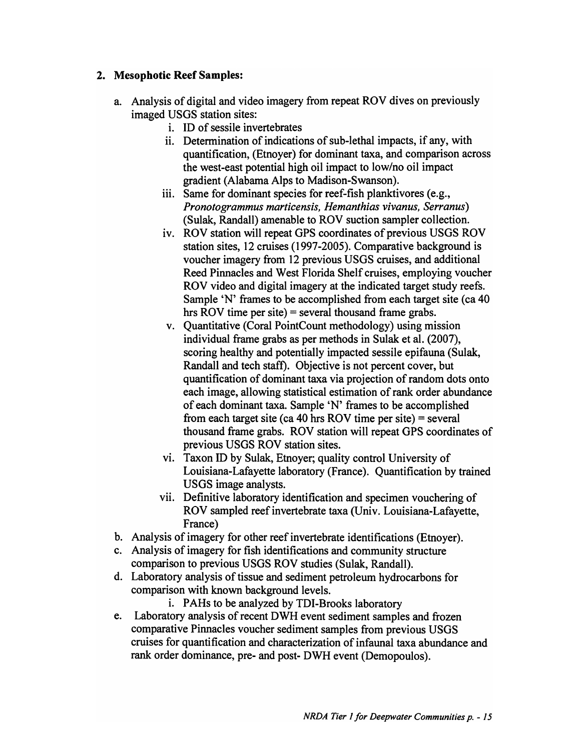## 2. Mesophotic Reef Samples:

a. Analysis of digital and video imagery from repeat ROV dives on previously imaged USGS station sites:
   i. ID of sessile invertebrates
   ii. Determination of indications of sub-lethal impacts, if any, with quantification, (Etnoyer) for dominant taxa, and comparison across the west-east potential high oil impact to low/no oil impact gradient (Alabama Alps to Madison-Swanson).
   iii. Same for dominant species for reef-fish planktivores (e.g., *Pronotogrammus marticensis, Hemanthias vivanus, Serranus*) (Sulak, Randall) amenable to ROV suction sampler collection.
   iv. ROV station will repeat GPS coordinates of previous USGS ROV station sites, 12 cruises (1997-2005). Comparative background is voucher imagery from 12 previous USGS cruises, and additional Reed Pinnacles and West Florida Shelf cruises, employing voucher ROV video and digital imagery at the indicated target study reefs. Sample 'N' frames to be accomplished from each target site (ca 40 hrs ROV time per site) = several thousand frame grabs.
   v. Quantitative (Coral PointCount methodology) using mission individual frame grabs as per methods in Sulak et al. (2007), scoring healthy and potentially impacted sessile epifauna (Sulak, Randall and tech staff). Objective is not percent cover, but quantification of dominant taxa via projection of random dots onto each image, allowing statistical estimation of rank order abundance of each dominant taxa. Sample 'N' frames to be accomplished from each target site (ca 40 hrs ROV time per site) = several thousand frame grabs. ROV station will repeat GPS coordinates of previous USGS ROV station sites.
   vi. Taxon ID by Sulak, Etnoyer; quality control University of Louisiana-Lafayette laboratory (France). Quantification by trained USGS image analysts.
   vii. Definitive laboratory identification and specimen vouchering of ROV sampled reef invertebrate taxa (Univ. Louisiana-Lafayette, France)

b. Analysis of imagery for other reef invertebrate identifications (Etnoyer).

c. Analysis of imagery for fish identifications and community structure comparison to previous USGS ROV studies (Sulak, Randall).

d. Laboratory analysis of tissue and sediment petroleum hydrocarbons for comparison with known background levels.
   i. PAHs to be analyzed by TDI-Brooks laboratory

e. Laboratory analysis of recent DWH event sediment samples and frozen comparative Pinnacles voucher sediment samples from previous USGS cruises for quantification and characterization of infaunal taxa abundance and rank order dominance, pre- and post- DWH event (Demopoulos).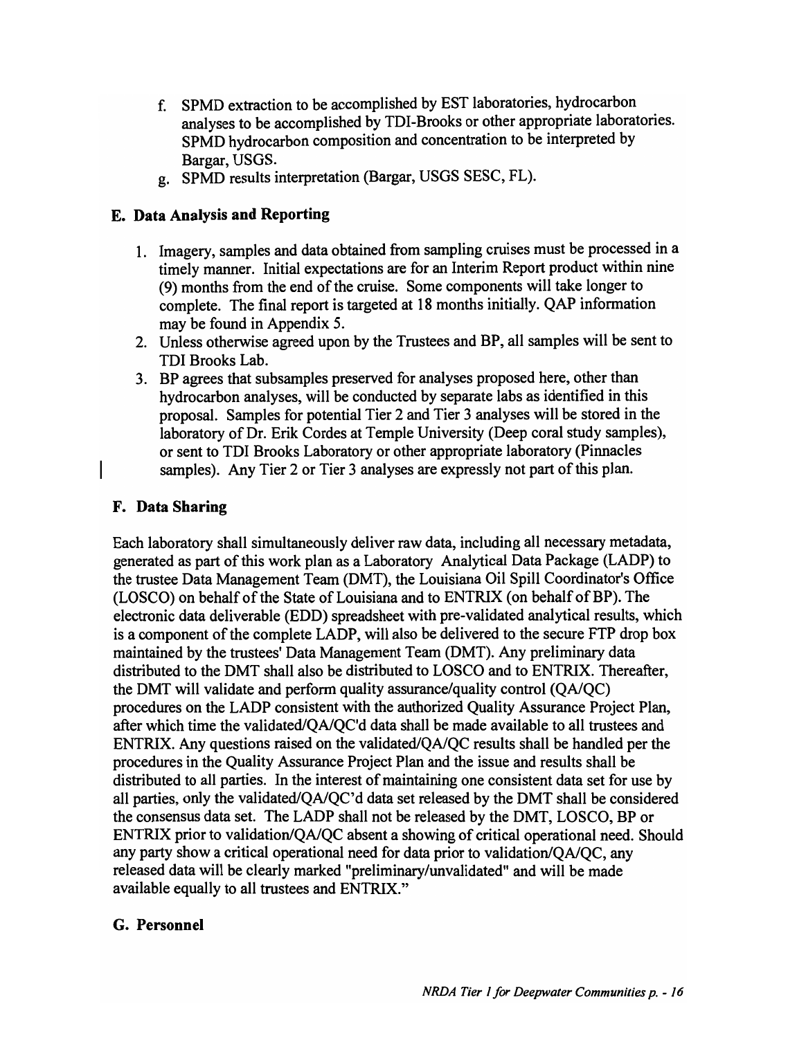f. SPMD extraction to be accomplished by EST laboratories, hydrocarbon analyses to be accomplished by TDI-Brooks or other appropriate laboratories. SPMD hydrocarbon composition and concentration to be interpreted by Bargar, USGS.
g. SPMD results interpretation (Bargar, USGS SESC, FL).

### E. Data Analysis and Reporting

1. Imagery, samples and data obtained from sampling cruises must be processed in a timely manner. Initial expectations are for an Interim Report product within nine (9) months from the end of the cruise. Some components will take longer to complete. The final report is targeted at 18 months initially. QAP information may be found in Appendix 5.
2. Unless otherwise agreed upon by the Trustees and BP, all samples will be sent to TDI Brooks Lab.
3. BP agrees that subsamples preserved for analyses proposed here, other than hydrocarbon analyses, will be conducted by separate labs as identified in this proposal. Samples for potential Tier 2 and Tier 3 analyses will be stored in the laboratory of Dr. Erik Cordes at Temple University (Deep coral study samples), or sent to TDI Brooks Laboratory or other appropriate laboratory (Pinnacles samples). Any Tier 2 or Tier 3 analyses are expressly not part of this plan.

### F. Data Sharing

Each laboratory shall simultaneously deliver raw data, including all necessary metadata, generated as part of this work plan as a Laboratory Analytical Data Package (LADP) to the trustee Data Management Team (DMT), the Louisiana Oil Spill Coordinator's Office (LOSCO) on behalf of the State of Louisiana and to ENTRIX (on behalf of BP). The electronic data deliverable (EDD) spreadsheet with pre-validated analytical results, which is a component of the complete LADP, will also be delivered to the secure FTP drop box maintained by the trustees' Data Management Team (DMT). Any preliminary data distributed to the DMT shall also be distributed to LOSCO and to ENTRIX. Thereafter, the DMT will validate and perform quality assurance/quality control (QA/QC) procedures on the LADP consistent with the authorized Quality Assurance Project Plan, after which time the validated/QA/QC'd data shall be made available to all trustees and ENTRIX. Any questions raised on the validated/QA/QC results shall be handled per the procedures in the Quality Assurance Project Plan and the issue and results shall be distributed to all parties. In the interest of maintaining one consistent data set for use by all parties, only the validated/QA/QC'd data set released by the DMT shall be considered the consensus data set. The LADP shall not be released by the DMT, LOSCO, BP or ENTRIX prior to validation/QA/QC absent a showing of critical operational need. Should any party show a critical operational need for data prior to validation/QA/QC, any released data will be clearly marked "preliminary/unvalidated" and will be made available equally to all trustees and ENTRIX."

### G. Personnel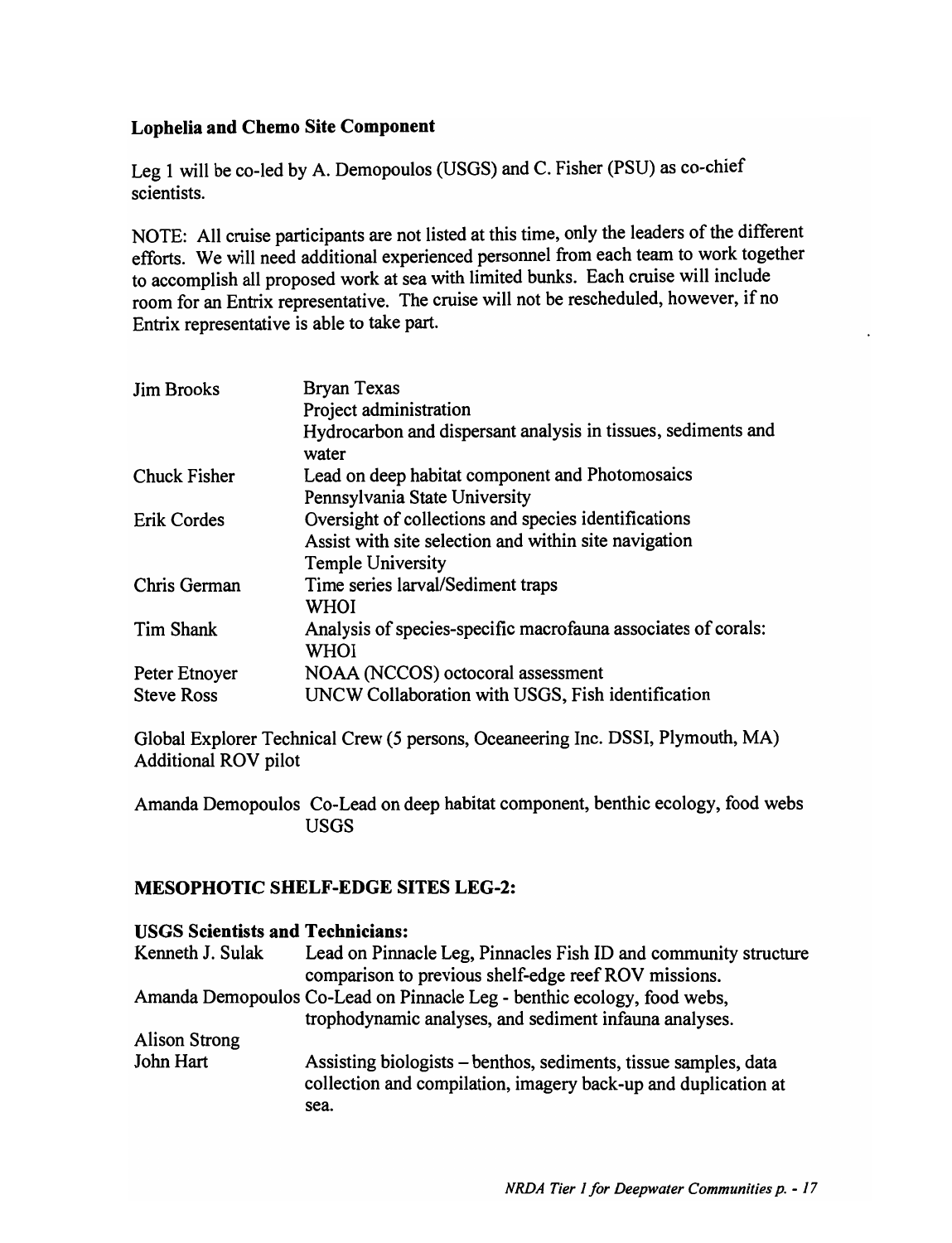**Lophelia and Chemo Site Component**

Leg 1 will be co-led by A. Demopoulos (USGS) and C. Fisher (PSU) as co-chief scientists.

NOTE: All cruise participants are not listed at this time, only the leaders of the different efforts. We will need additional experienced personnel from each team to work together to accomplish all proposed work at sea with limited bunks. Each cruise will include room for an Entrix representative. The cruise will not be rescheduled, however, if no Entrix representative is able to take part.

| | |
|---|---|
| Jim Brooks | Bryan Texas<br>Project administration<br>Hydrocarbon and dispersant analysis in tissues, sediments and water |
| Chuck Fisher | Lead on deep habitat component and Photomosaics<br>Pennsylvania State University |
| Erik Cordes | Oversight of collections and species identifications<br>Assist with site selection and within site navigation<br>Temple University |
| Chris German | Time series larval/Sediment traps<br>WHOI |
| Tim Shank | Analysis of species-specific macrofauna associates of corals: WHOI |
| Peter Etnoyer | NOAA (NCCOS) octocoral assessment |
| Steve Ross | UNCW Collaboration with USGS, Fish identification |

Global Explorer Technical Crew (5 persons, Oceaneering Inc. DSSI, Plymouth, MA)
Additional ROV pilot

Amanda Demopoulos Co-Lead on deep habitat component, benthic ecology, food webs USGS

## MESOPHOTIC SHELF-EDGE SITES LEG-2:

**USGS Scientists and Technicians:**

| | |
|---|---|
| Kenneth J. Sulak | Lead on Pinnacle Leg, Pinnacles Fish ID and community structure comparison to previous shelf-edge reef ROV missions. |
| Amanda Demopoulos | Co-Lead on Pinnacle Leg - benthic ecology, food webs, trophodynamic analyses, and sediment infauna analyses. |
| Alison Strong | |
| John Hart | Assisting biologists – benthos, sediments, tissue samples, data collection and compilation, imagery back-up and duplication at sea. |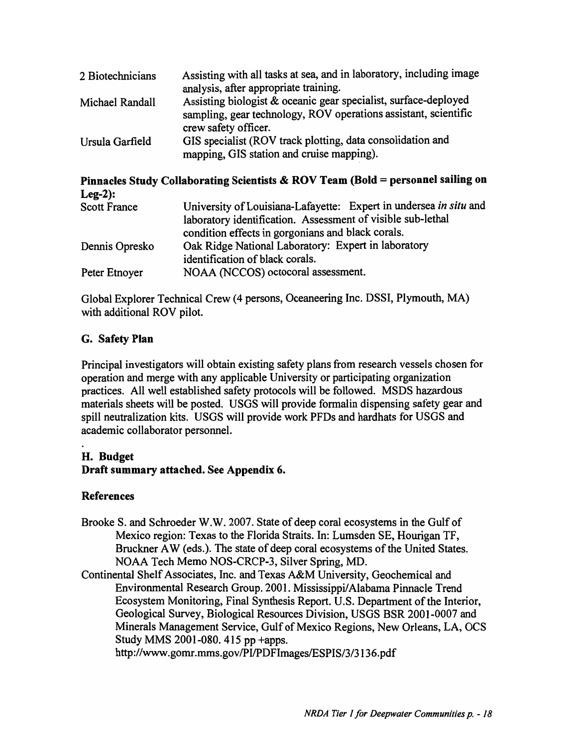| | |
|---|---|
| 2 Biotechnicians | Assisting with all tasks at sea, and in laboratory, including image analysis, after appropriate training. |
| Michael Randall | Assisting biologist & oceanic gear specialist, surface-deployed sampling, gear technology, ROV operations assistant, scientific crew safety officer. |
| Ursula Garfield | GIS specialist (ROV track plotting, data consolidation and mapping, GIS station and cruise mapping). |

**Pinnacles Study Collaborating Scientists & ROV Team (Bold = personnel sailing on Leg-2):**

| | |
|---|---|
| Scott France | University of Louisiana-Lafayette: Expert in undersea *in situ* and laboratory identification. Assessment of visible sub-lethal condition effects in gorgonians and black corals. |
| Dennis Opresko | Oak Ridge National Laboratory: Expert in laboratory identification of black corals. |
| Peter Etnoyer | NOAA (NCCOS) octocoral assessment. |

Global Explorer Technical Crew (4 persons, Oceaneering Inc. DSSI, Plymouth, MA) with additional ROV pilot.

## G. Safety Plan

Principal investigators will obtain existing safety plans from research vessels chosen for operation and merge with any applicable University or participating organization practices. All well established safety protocols will be followed. MSDS hazardous materials sheets will be posted. USGS will provide formalin dispensing safety gear and spill neutralization kits. USGS will provide work PFDs and hardhats for USGS and academic collaborator personnel.

## H. Budget

**Draft summary attached. See Appendix 6.**

## References

Brooke S. and Schroeder W.W. 2007. State of deep coral ecosystems in the Gulf of Mexico region: Texas to the Florida Straits. In: Lumsden SE, Hourigan TF, Bruckner AW (eds.). The state of deep coral ecosystems of the United States. NOAA Tech Memo NOS-CRCP-3, Silver Spring, MD.

Continental Shelf Associates, Inc. and Texas A&M University, Geochemical and Environmental Research Group. 2001. Mississippi/Alabama Pinnacle Trend Ecosystem Monitoring, Final Synthesis Report. U.S. Department of the Interior, Geological Survey, Biological Resources Division, USGS BSR 2001-0007 and Minerals Management Service, Gulf of Mexico Regions, New Orleans, LA, OCS Study MMS 2001-080. 415 pp +apps. http://www.gomr.mms.gov/PI/PDFImages/ESPIS/3/3136.pdf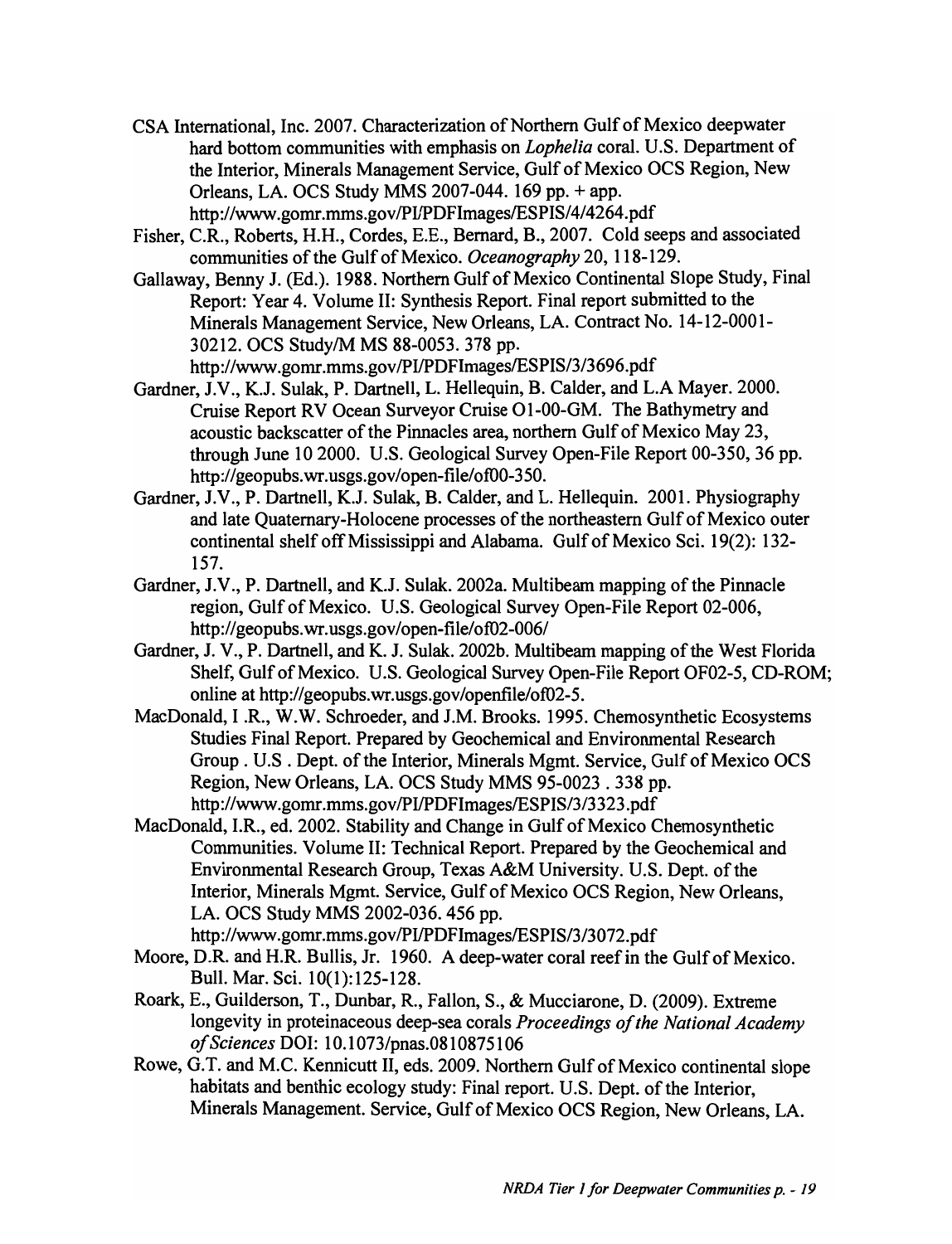CSA International, Inc. 2007. Characterization of Northern Gulf of Mexico deepwater hard bottom communities with emphasis on *Lophelia* coral. U.S. Department of the Interior, Minerals Management Service, Gulf of Mexico OCS Region, New Orleans, LA. OCS Study MMS 2007-044. 169 pp. + app. http://www.gomr.mms.gov/PI/PDFImages/ESPIS/4/4264.pdf

Fisher, C.R., Roberts, H.H., Cordes, E.E., Bernard, B., 2007. Cold seeps and associated communities of the Gulf of Mexico. *Oceanography* 20, 118-129.

Gallaway, Benny J. (Ed.). 1988. Northern Gulf of Mexico Continental Slope Study, Final Report: Year 4. Volume II: Synthesis Report. Final report submitted to the Minerals Management Service, New Orleans, LA. Contract No. 14-12-0001-30212. OCS Study/M MS 88-0053. 378 pp. http://www.gomr.mms.gov/PI/PDFImages/ESPIS/3/3696.pdf

Gardner, J.V., K.J. Sulak, P. Dartnell, L. Hellequin, B. Calder, and L.A Mayer. 2000. Cruise Report RV Ocean Surveyor Cruise O1-00-GM. The Bathymetry and acoustic backscatter of the Pinnacles area, northern Gulf of Mexico May 23, through June 10 2000. U.S. Geological Survey Open-File Report 00-350, 36 pp. http://geopubs.wr.usgs.gov/open-file/of00-350.

Gardner, J.V., P. Dartnell, K.J. Sulak, B. Calder, and L. Hellequin. 2001. Physiography and late Quaternary-Holocene processes of the northeastern Gulf of Mexico outer continental shelf off Mississippi and Alabama. Gulf of Mexico Sci. 19(2): 132-157.

Gardner, J.V., P. Dartnell, and K.J. Sulak. 2002a. Multibeam mapping of the Pinnacle region, Gulf of Mexico. U.S. Geological Survey Open-File Report 02-006, http://geopubs.wr.usgs.gov/open-file/of02-006/

Gardner, J. V., P. Dartnell, and K. J. Sulak. 2002b. Multibeam mapping of the West Florida Shelf, Gulf of Mexico. U.S. Geological Survey Open-File Report OF02-5, CD-ROM; online at http://geopubs.wr.usgs.gov/openfile/of02-5.

MacDonald, I .R., W.W. Schroeder, and J.M. Brooks. 1995. Chemosynthetic Ecosystems Studies Final Report. Prepared by Geochemical and Environmental Research Group . U.S . Dept. of the Interior, Minerals Mgmt. Service, Gulf of Mexico OCS Region, New Orleans, LA. OCS Study MMS 95-0023 . 338 pp. http://www.gomr.mms.gov/PI/PDFImages/ESPIS/3/3323.pdf

MacDonald, I.R., ed. 2002. Stability and Change in Gulf of Mexico Chemosynthetic Communities. Volume II: Technical Report. Prepared by the Geochemical and Environmental Research Group, Texas A&M University. U.S. Dept. of the Interior, Minerals Mgmt. Service, Gulf of Mexico OCS Region, New Orleans, LA. OCS Study MMS 2002-036. 456 pp. http://www.gomr.mms.gov/PI/PDFImages/ESPIS/3/3072.pdf

Moore, D.R. and H.R. Bullis, Jr. 1960. A deep-water coral reef in the Gulf of Mexico. Bull. Mar. Sci. 10(1):125-128.

Roark, E., Guilderson, T., Dunbar, R., Fallon, S., & Mucciarone, D. (2009). Extreme longevity in proteinaceous deep-sea corals *Proceedings of the National Academy of Sciences* DOI: 10.1073/pnas.0810875106

Rowe, G.T. and M.C. Kennicutt II, eds. 2009. Northern Gulf of Mexico continental slope habitats and benthic ecology study: Final report. U.S. Dept. of the Interior, Minerals Management. Service, Gulf of Mexico OCS Region, New Orleans, LA.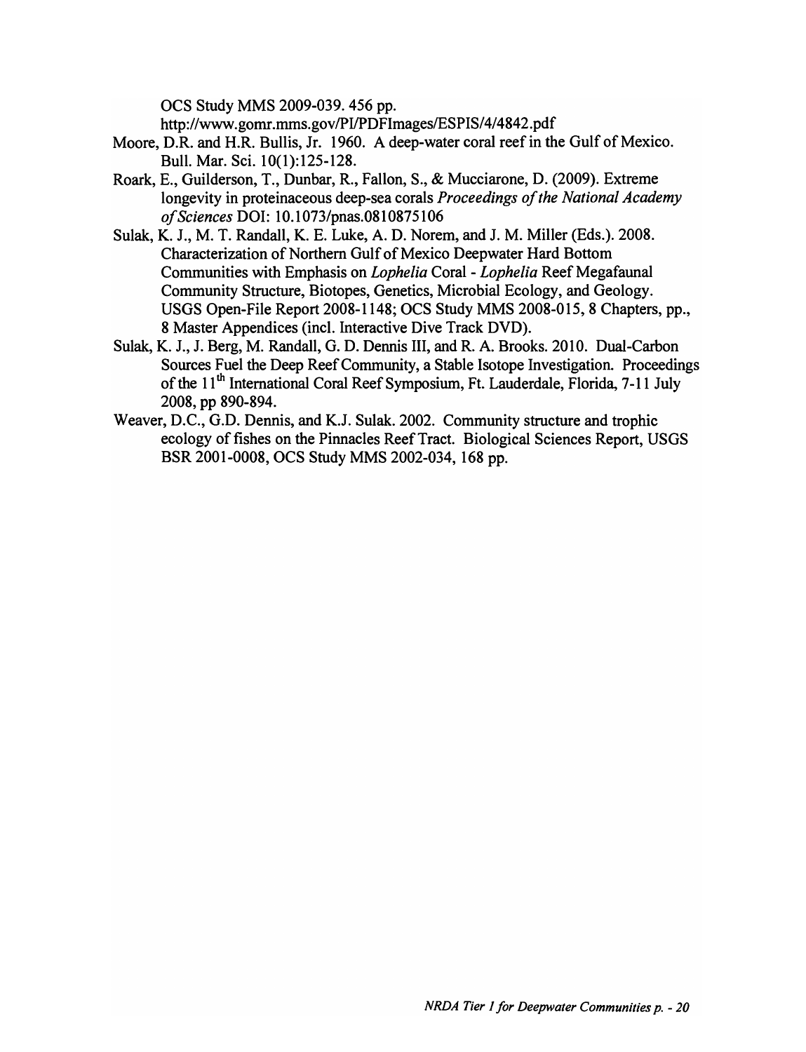OCS Study MMS 2009-039. 456 pp.
http://www.gomr.mms.gov/PI/PDFImages/ESPIS/4/4842.pdf

Moore, D.R. and H.R. Bullis, Jr. 1960. A deep-water coral reef in the Gulf of Mexico. Bull. Mar. Sci. 10(1):125-128.

Roark, E., Guilderson, T., Dunbar, R., Fallon, S., & Mucciarone, D. (2009). Extreme longevity in proteinaceous deep-sea corals *Proceedings of the National Academy of Sciences* DOI: 10.1073/pnas.0810875106

Sulak, K. J., M. T. Randall, K. E. Luke, A. D. Norem, and J. M. Miller (Eds.). 2008. Characterization of Northern Gulf of Mexico Deepwater Hard Bottom Communities with Emphasis on *Lophelia* Coral - *Lophelia* Reef Megafaunal Community Structure, Biotopes, Genetics, Microbial Ecology, and Geology. USGS Open-File Report 2008-1148; OCS Study MMS 2008-015, 8 Chapters, pp., 8 Master Appendices (incl. Interactive Dive Track DVD).

Sulak, K. J., J. Berg, M. Randall, G. D. Dennis III, and R. A. Brooks. 2010. Dual-Carbon Sources Fuel the Deep Reef Community, a Stable Isotope Investigation. Proceedings of the 11th International Coral Reef Symposium, Ft. Lauderdale, Florida, 7-11 July 2008, pp 890-894.

Weaver, D.C., G.D. Dennis, and K.J. Sulak. 2002. Community structure and trophic ecology of fishes on the Pinnacles Reef Tract. Biological Sciences Report, USGS BSR 2001-0008, OCS Study MMS 2002-034, 168 pp.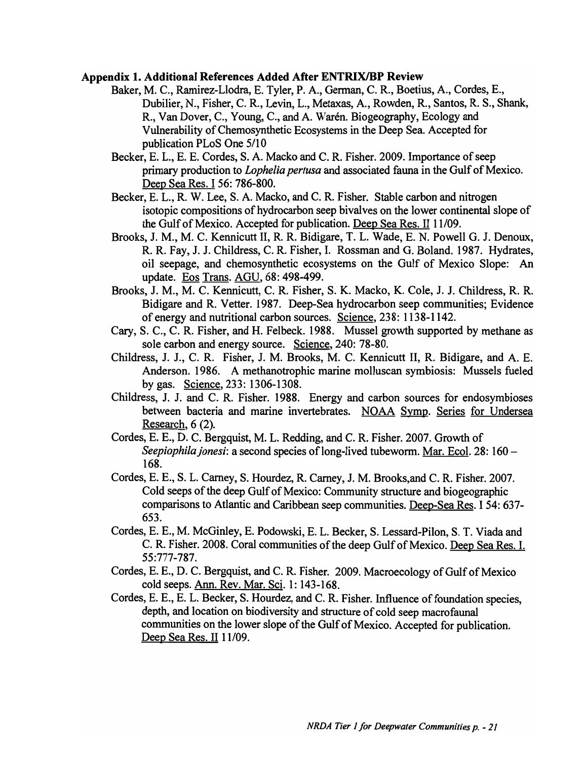**Appendix 1. Additional References Added After ENTRIX/BP Review**

Baker, M. C., Ramirez-Llodra, E. Tyler, P. A., German, C. R., Boetius, A., Cordes, E., Dubilier, N., Fisher, C. R., Levin, L., Metaxas, A., Rowden, R., Santos, R. S., Shank, R., Van Dover, C., Young, C., and A. Warén. Biogeography, Ecology and Vulnerability of Chemosynthetic Ecosystems in the Deep Sea. Accepted for publication PLoS One 5/10

Becker, E. L., E. E. Cordes, S. A. Macko and C. R. Fisher. 2009. Importance of seep primary production to *Lophelia pertusa* and associated fauna in the Gulf of Mexico. Deep Sea Res. I 56: 786-800.

Becker, E. L., R. W. Lee, S. A. Macko, and C. R. Fisher. Stable carbon and nitrogen isotopic compositions of hydrocarbon seep bivalves on the lower continental slope of the Gulf of Mexico. Accepted for publication. Deep Sea Res. II 11/09.

Brooks, J. M., M. C. Kennicutt II, R. R. Bidigare, T. L. Wade, E. N. Powell G. J. Denoux, R. R. Fay, J. J. Childress, C. R. Fisher, I. Rossman and G. Boland. 1987. Hydrates, oil seepage, and chemosynthetic ecosystems on the Gulf of Mexico Slope: An update. Eos Trans. AGU, 68: 498-499.

Brooks, J. M., M. C. Kennicutt, C. R. Fisher, S. K. Macko, K. Cole, J. J. Childress, R. R. Bidigare and R. Vetter. 1987. Deep-Sea hydrocarbon seep communities; Evidence of energy and nutritional carbon sources. Science, 238: 1138-1142.

Cary, S. C., C. R. Fisher, and H. Felbeck. 1988. Mussel growth supported by methane as sole carbon and energy source. Science, 240: 78-80.

Childress, J. J., C. R. Fisher, J. M. Brooks, M. C. Kennicutt II, R. Bidigare, and A. E. Anderson. 1986. A methanotrophic marine molluscan symbiosis: Mussels fueled by gas. Science, 233: 1306-1308.

Childress, J. J. and C. R. Fisher. 1988. Energy and carbon sources for endosymbioses between bacteria and marine invertebrates. NOAA Symp. Series for Undersea Research, 6 (2).

Cordes, E. E., D. C. Bergquist, M. L. Redding, and C. R. Fisher. 2007. Growth of *Seepiophila jonesi*: a second species of long-lived tubeworm. Mar. Ecol. 28: 160 – 168.

Cordes, E. E., S. L. Carney, S. Hourdez, R. Carney, J. M. Brooks,and C. R. Fisher. 2007. Cold seeps of the deep Gulf of Mexico: Community structure and biogeographic comparisons to Atlantic and Caribbean seep communities. Deep-Sea Res. I 54: 637-653.

Cordes, E. E., M. McGinley, E. Podowski, E. L. Becker, S. Lessard-Pilon, S. T. Viada and C. R. Fisher. 2008. Coral communities of the deep Gulf of Mexico. Deep Sea Res. I. 55:777-787.

Cordes, E. E., D. C. Bergquist, and C. R. Fisher. 2009. Macroecology of Gulf of Mexico cold seeps. Ann. Rev. Mar. Sci. 1: 143-168.

Cordes, E. E., E. L. Becker, S. Hourdez, and C. R. Fisher. Influence of foundation species, depth, and location on biodiversity and structure of cold seep macrofaunal communities on the lower slope of the Gulf of Mexico. Accepted for publication. Deep Sea Res. II 11/09.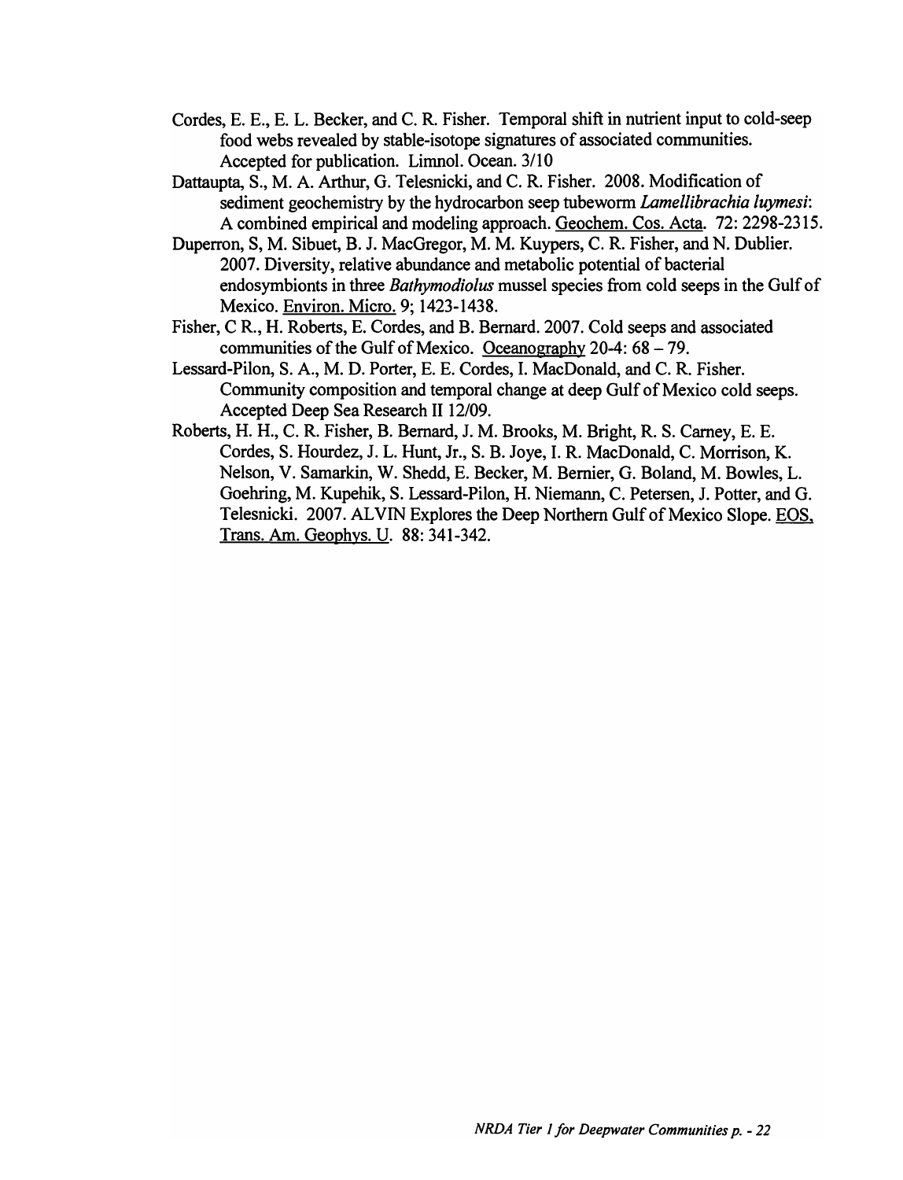Cordes, E. E., E. L. Becker, and C. R. Fisher. Temporal shift in nutrient input to cold-seep food webs revealed by stable-isotope signatures of associated communities. Accepted for publication. Limnol. Ocean. 3/10

Dattaupta, S., M. A. Arthur, G. Telesnicki, and C. R. Fisher. 2008. Modification of sediment geochemistry by the hydrocarbon seep tubeworm *Lamellibrachia luymesi*: A combined empirical and modeling approach. Geochem. Cos. Acta. 72: 2298-2315.

Duperron, S, M. Sibuet, B. J. MacGregor, M. M. Kuypers, C. R. Fisher, and N. Dublier. 2007. Diversity, relative abundance and metabolic potential of bacterial endosymbionts in three *Bathymodiolus* mussel species from cold seeps in the Gulf of Mexico. Environ. Micro. 9; 1423-1438.

Fisher, C R., H. Roberts, E. Cordes, and B. Bernard. 2007. Cold seeps and associated communities of the Gulf of Mexico. Oceanography 20-4: 68 – 79.

Lessard-Pilon, S. A., M. D. Porter, E. E. Cordes, I. MacDonald, and C. R. Fisher. Community composition and temporal change at deep Gulf of Mexico cold seeps. Accepted Deep Sea Research II 12/09.

Roberts, H. H., C. R. Fisher, B. Bernard, J. M. Brooks, M. Bright, R. S. Carney, E. E. Cordes, S. Hourdez, J. L. Hunt, Jr., S. B. Joye, I. R. MacDonald, C. Morrison, K. Nelson, V. Samarkin, W. Shedd, E. Becker, M. Bernier, G. Boland, M. Bowles, L. Goehring, M. Kupehik, S. Lessard-Pilon, H. Niemann, C. Petersen, J. Potter, and G. Telesnicki. 2007. ALVIN Explores the Deep Northern Gulf of Mexico Slope. EOS, Trans. Am. Geophys. U. 88: 341-342.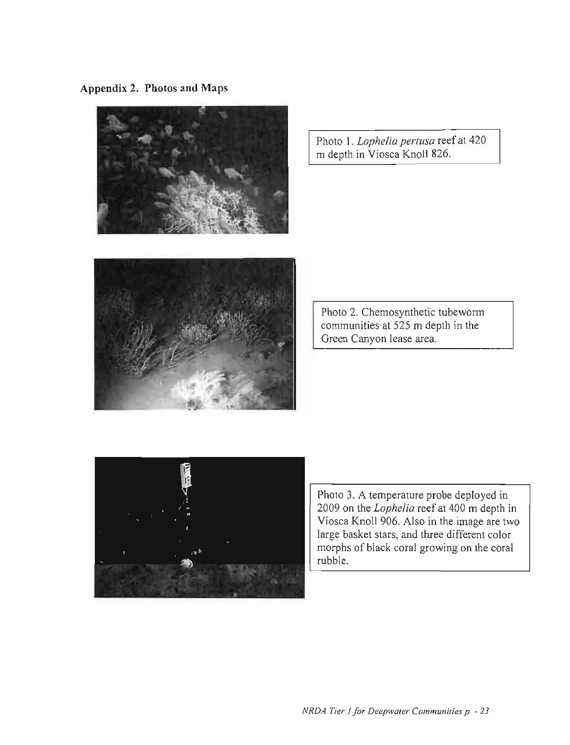## Appendix 2. Photos and Maps

Photo 1. *Lophelia pertusa* reef at 420 m depth in Viosca Knoll 826.

Photo 2. Chemosynthetic tubeworm communities at 525 m depth in the Green Canyon lease area.

Photo 3. A temperature probe deployed in 2009 on the *Lophelia* reef at 400 m depth in Viosca Knoll 906. Also in the image are two large basket stars, and three different color morphs of black coral growing on the coral rubble.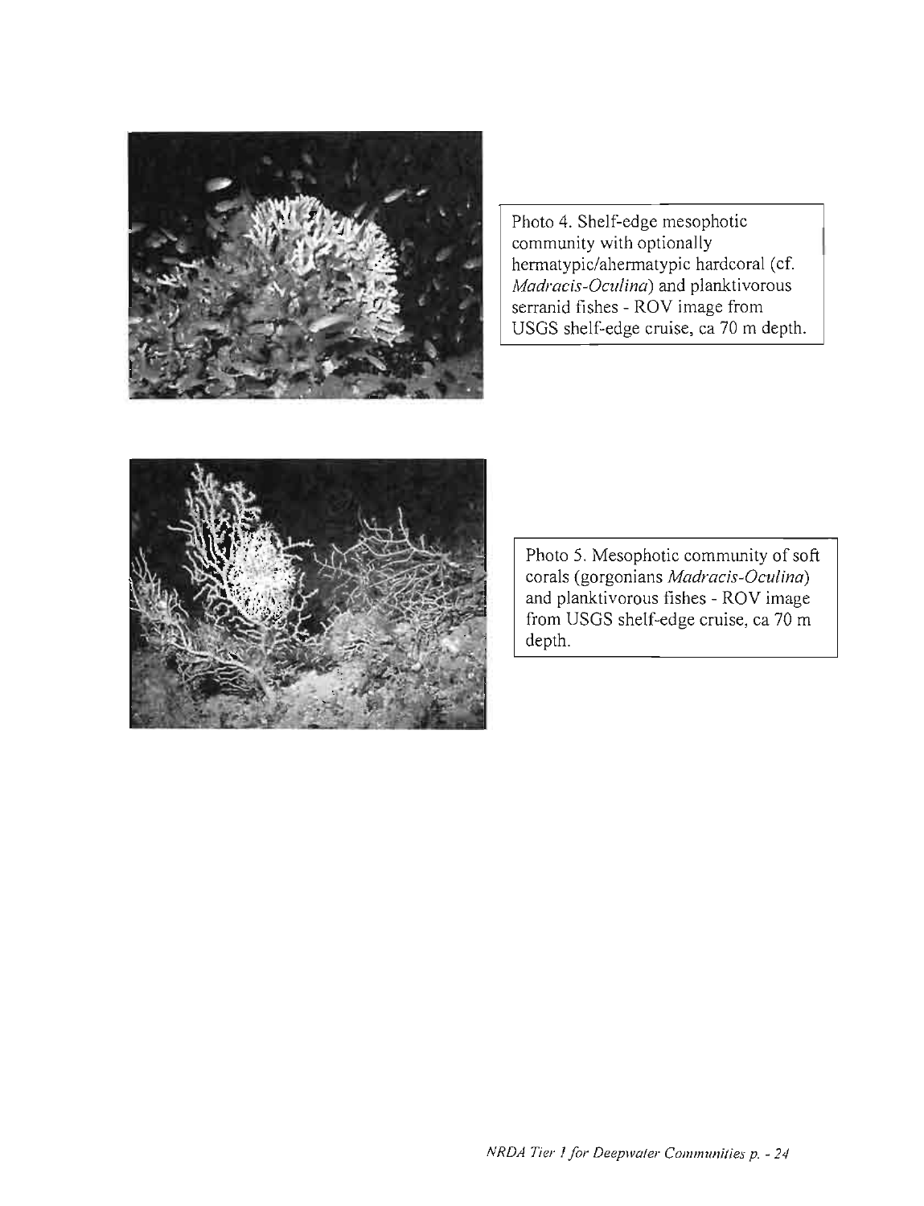Photo 4. Shelf-edge mesophotic community with optionally hermatypic/ahermatypic hardcoral (cf. *Madracis-Oculina*) and planktivorous serranid fishes - ROV image from USGS shelf-edge cruise, ca 70 m depth.

Photo 5. Mesophotic community of soft corals (gorgonians *Madracis-Oculina*) and planktivorous fishes - ROV image from USGS shelf-edge cruise, ca 70 m depth.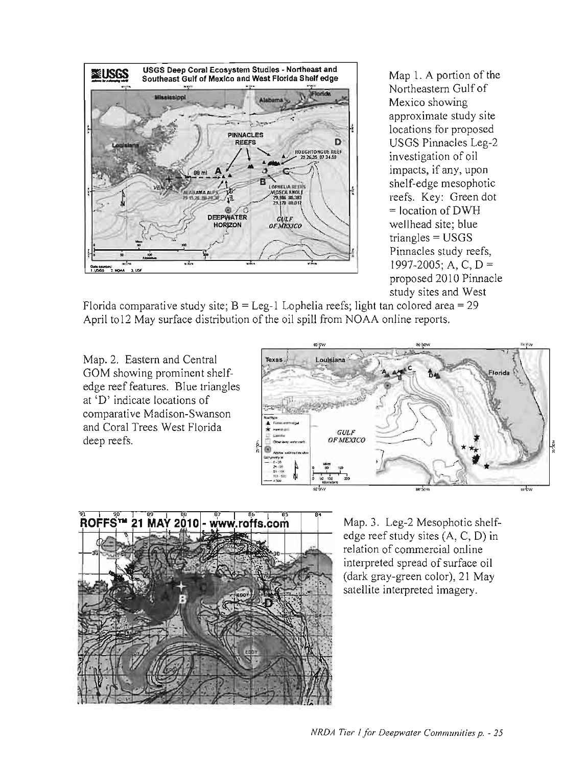USGS Deep Coral Ecosystem Studies - Northeast and Southeast Gulf of Mexico and West Florida Shelf edge

Mississippi
Alabama
Florida
Louisiana
PINNACLES REEFS
D
ROUGHTONGUE REEF
29 26.35 87 34.50
A
C
B
LOPHELIA REEFS
VIOSCA KNOLL
29.106 88.383
29.170 88.012
ALABAMA ALPS
VENICE
DEEPWATER HORIZON
GULF OF MEXICO
Data sources: 1. USGS 2. NOAA 3. USF

Map 1. A portion of the Northeastern Gulf of Mexico showing approximate study site locations for proposed USGS Pinnacles Leg-2 investigation of oil impacts, if any, upon shelf-edge mesophotic reefs. Key: Green dot = location of DWH wellhead site; blue triangles = USGS Pinnacles study reefs, 1997-2005; A, C, D = proposed 2010 Pinnacle study sites and West Florida comparative study site; B = Leg-1 Lophelia reefs; light tan colored area = 29 April to12 May surface distribution of the oil spill from NOAA online reports.

Texas
Louisiana
Florida
GULF OF MEXICO

Map. 2. Eastern and Central GOM showing prominent shelf-edge reef features. Blue triangles at 'D' indicate locations of comparative Madison-Swanson and Coral Trees West Florida deep reefs.

ROFFS™ 21 MAY 2010 - www.roffs.com

Map. 3. Leg-2 Mesophotic shelf-edge reef study sites (A, C, D) in relation of commercial online interpreted spread of surface oil (dark gray-green color), 21 May satellite interpreted imagery.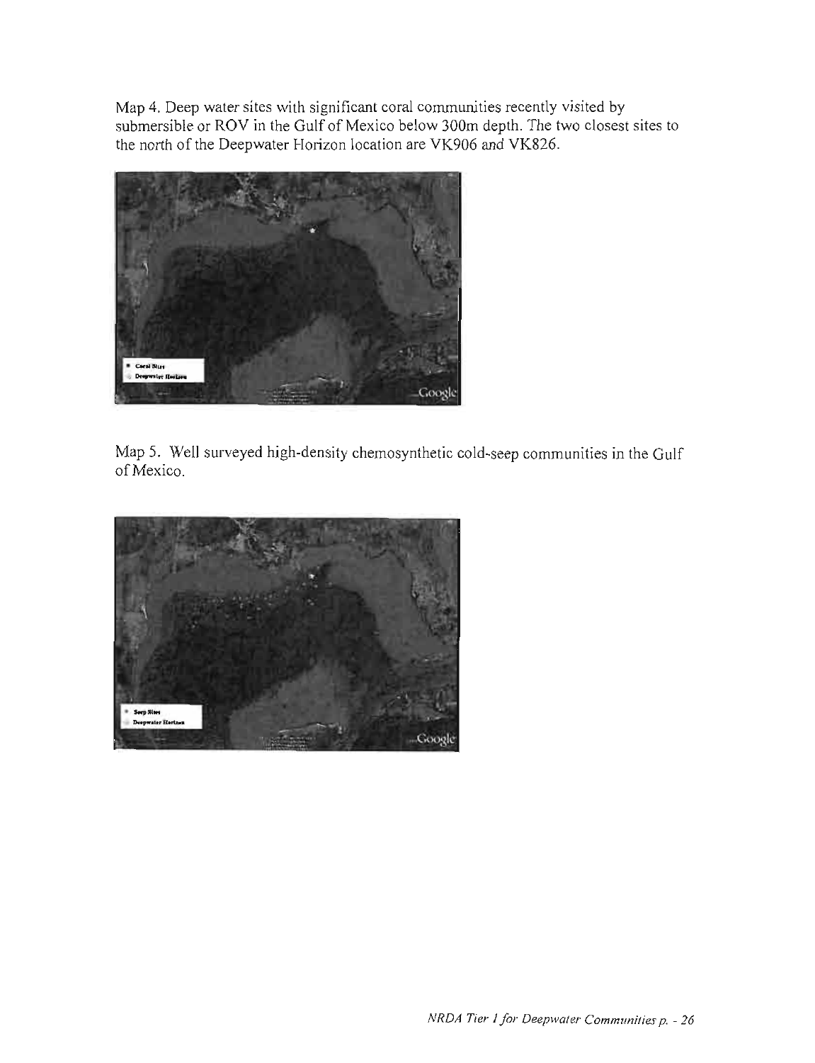Map 4. Deep water sites with significant coral communities recently visited by submersible or ROV in the Gulf of Mexico below 300m depth. The two closest sites to the north of the Deepwater Horizon location are VK906 and VK826.

Coral Sites
Deepwater Horizon
Google

Map 5. Well surveyed high-density chemosynthetic cold-seep communities in the Gulf of Mexico.

Seep Sites
Deepwater Horizon
Google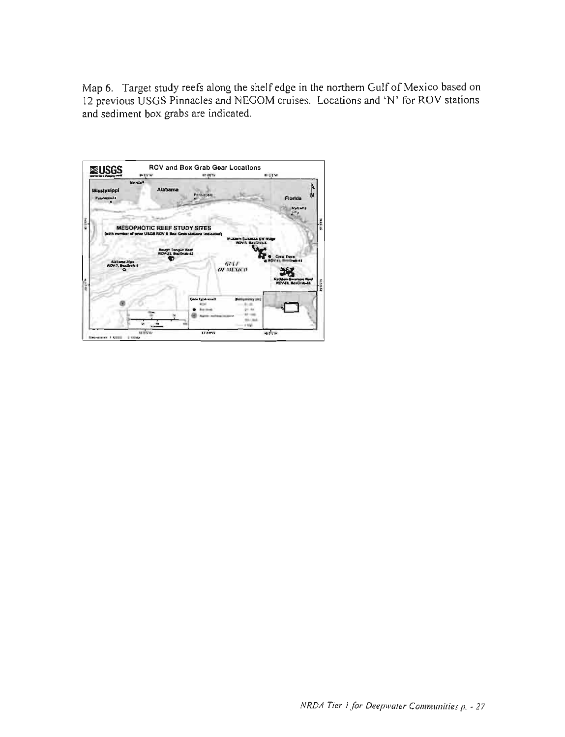Map 6. Target study reefs along the shelf edge in the northern Gulf of Mexico based on 12 previous USGS Pinnacles and NEGOM cruises. Locations and 'N' for ROV stations and sediment box grabs are indicated.

ROV and Box Grab Gear Locations

MESOPHOTIC REEF STUDY SITES

GULF OF MEXICO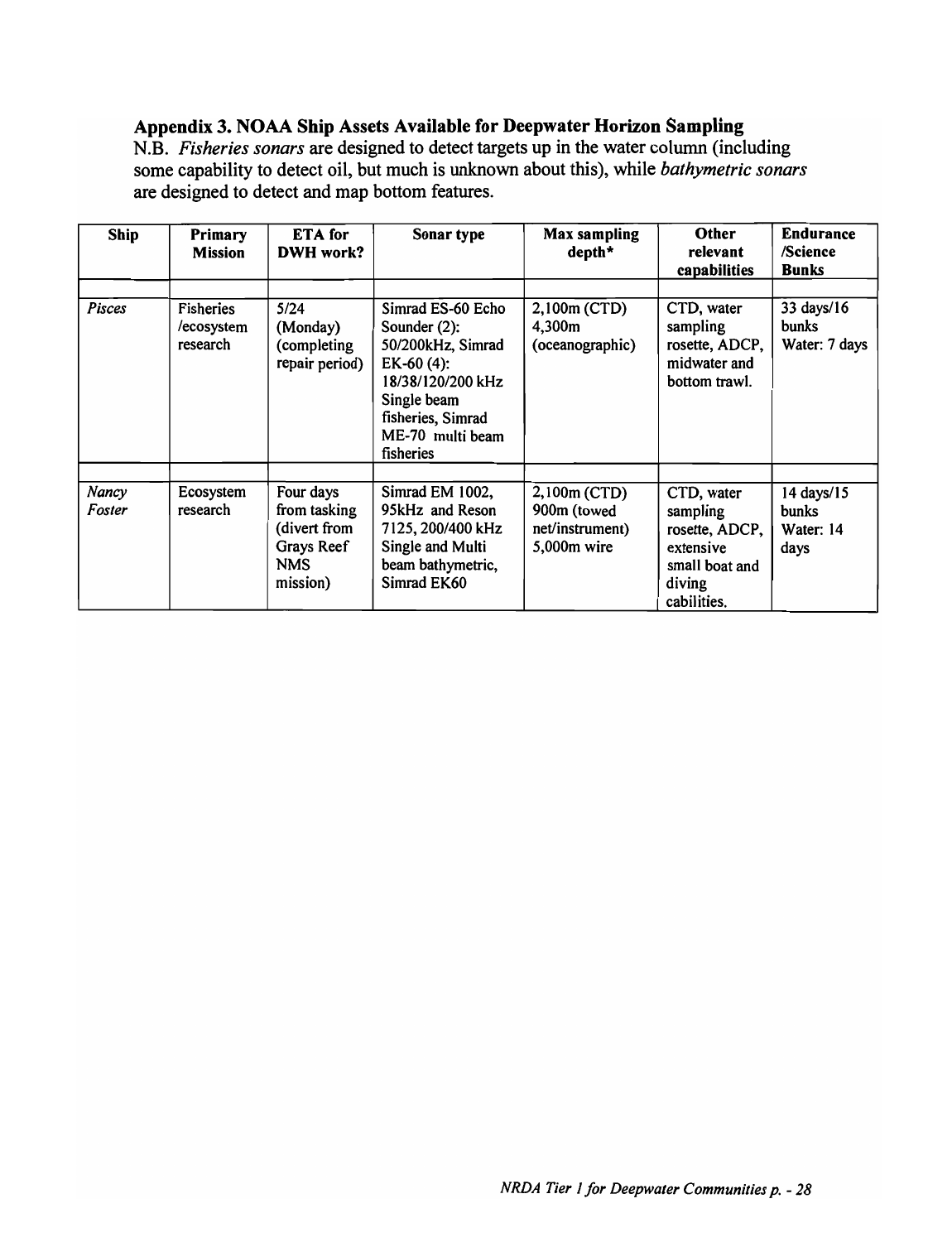## Appendix 3. NOAA Ship Assets Available for Deepwater Horizon Sampling

N.B. *Fisheries sonars* are designed to detect targets up in the water column (including some capability to detect oil, but much is unknown about this), while *bathymetric sonars* are designed to detect and map bottom features.

| Ship | Primary Mission | ETA for DWH work? | Sonar type | Max sampling depth* | Other relevant capabilities | Endurance /Science Bunks |
|---|---|---|---|---|---|---|
| | | | | | | |
| *Pisces* | Fisheries /ecosystem research | 5/24 (Monday) (completing repair period) | Simrad ES-60 Echo Sounder (2): 50/200kHz, Simrad EK-60 (4): 18/38/120/200 kHz Single beam fisheries, Simrad ME-70 multi beam fisheries | 2,100m (CTD) 4,300m (oceanographic) | CTD, water sampling rosette, ADCP, midwater and bottom trawl. | 33 days/16 bunks Water: 7 days |
| | | | | | | |
| *Nancy Foster* | Ecosystem research | Four days from tasking (divert from Grays Reef NMS mission) | Simrad EM 1002, 95kHz and Reson 7125, 200/400 kHz Single and Multi beam bathymetric, Simrad EK60 | 2,100m (CTD) 900m (towed net/instrument) 5,000m wire | CTD, water sampling rosette, ADCP, extensive small boat and diving cabilities. | 14 days/15 bunks Water: 14 days |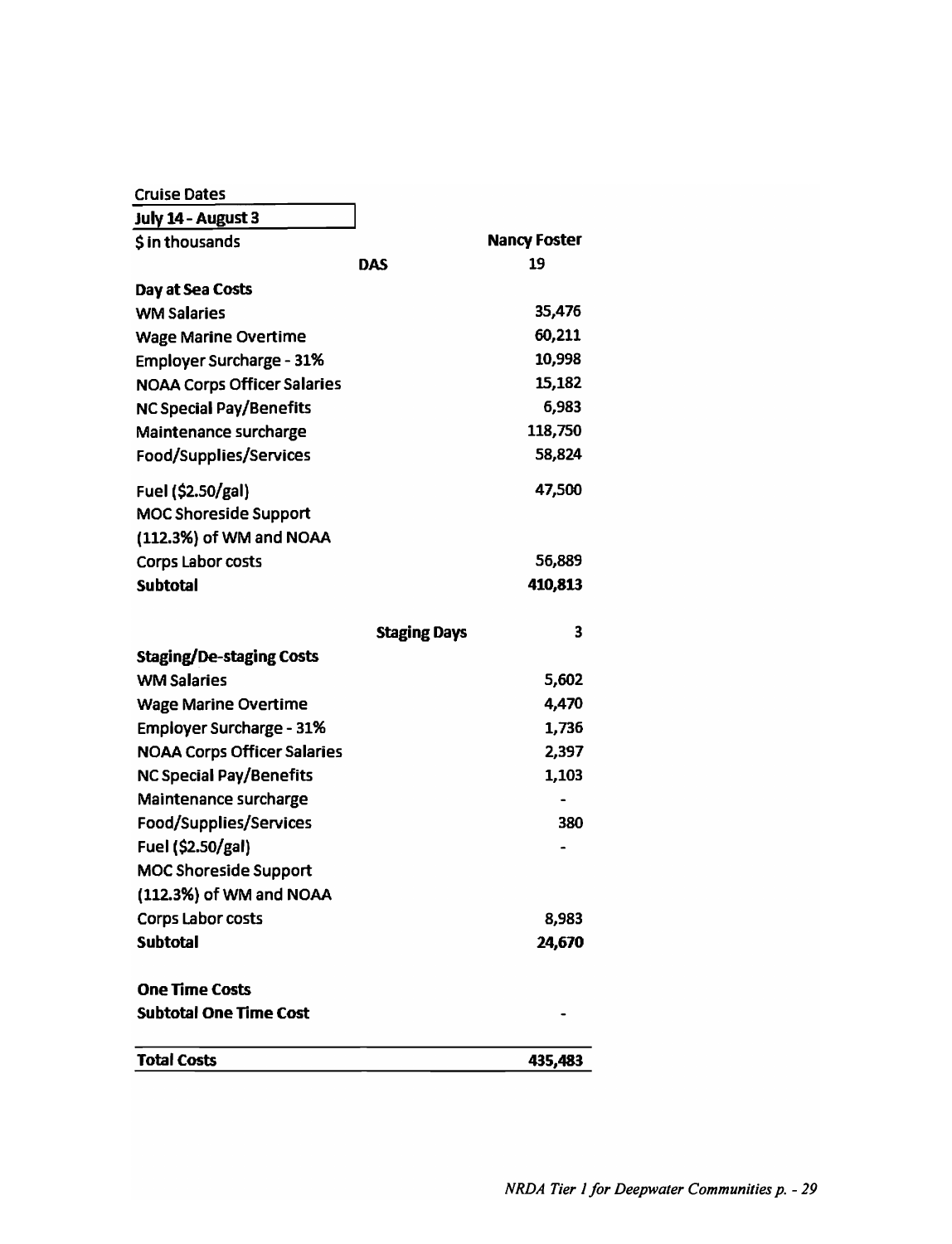| Cruise Dates | | |
|---|---|---|
| July 14 - August 3 | | |
| $ in thousands | | Nancy Foster |
| | DAS | 19 |
| **Day at Sea Costs** | | |
| WM Salaries | | 35,476 |
| Wage Marine Overtime | | 60,211 |
| Employer Surcharge - 31% | | 10,998 |
| NOAA Corps Officer Salaries | | 15,182 |
| NC Special Pay/Benefits | | 6,983 |
| Maintenance surcharge | | 118,750 |
| Food/Supplies/Services | | 58,824 |
| Fuel ($2.50/gal) | | 47,500 |
| MOC Shoreside Support (112.3%) of WM and NOAA Corps Labor costs | | 56,889 |
| **Subtotal** | | **410,813** |
| | **Staging Days** | **3** |
| **Staging/De-staging Costs** | | |
| WM Salaries | | 5,602 |
| Wage Marine Overtime | | 4,470 |
| Employer Surcharge - 31% | | 1,736 |
| NOAA Corps Officer Salaries | | 2,397 |
| NC Special Pay/Benefits | | 1,103 |
| Maintenance surcharge | | - |
| Food/Supplies/Services | | 380 |
| Fuel ($2.50/gal) | | - |
| MOC Shoreside Support (112.3%) of WM and NOAA Corps Labor costs | | 8,983 |
| **Subtotal** | | **24,670** |
| **One Time Costs** | | |
| **Subtotal One Time Cost** | | - |
| **Total Costs** | | **435,483** |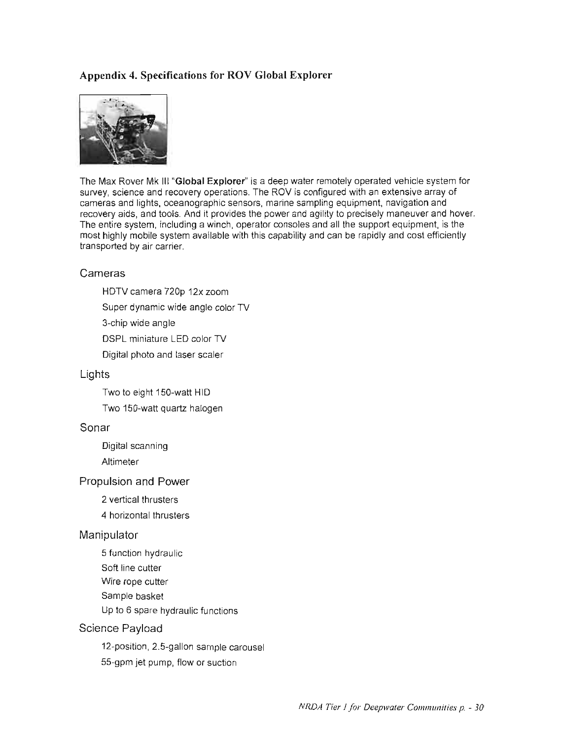## Appendix 4. Specifications for ROV Global Explorer

The Max Rover Mk III "**Global Explorer**" is a deep water remotely operated vehicle system for survey, science and recovery operations. The ROV is configured with an extensive array of cameras and lights, oceanographic sensors, marine sampling equipment, navigation and recovery aids, and tools. And it provides the power and agility to precisely maneuver and hover. The entire system, including a winch, operator consoles and all the support equipment, is the most highly mobile system available with this capability and can be rapidly and cost efficiently transported by air carrier.

### Cameras

- HDTV camera 720p 12x zoom
- Super dynamic wide angle color TV
- 3-chip wide angle
- DSPL miniature LED color TV
- Digital photo and laser scaler

### Lights

- Two to eight 150-watt HID
- Two 150-watt quartz halogen

### Sonar

- Digital scanning
- Altimeter

### Propulsion and Power

- 2 vertical thrusters
- 4 horizontal thrusters

### Manipulator

- 5 function hydraulic
- Soft line cutter
- Wire rope cutter
- Sample basket
- Up to 6 spare hydraulic functions

### Science Payload

- 12-position, 2.5-gallon sample carousel
- 55-gpm jet pump, flow or suction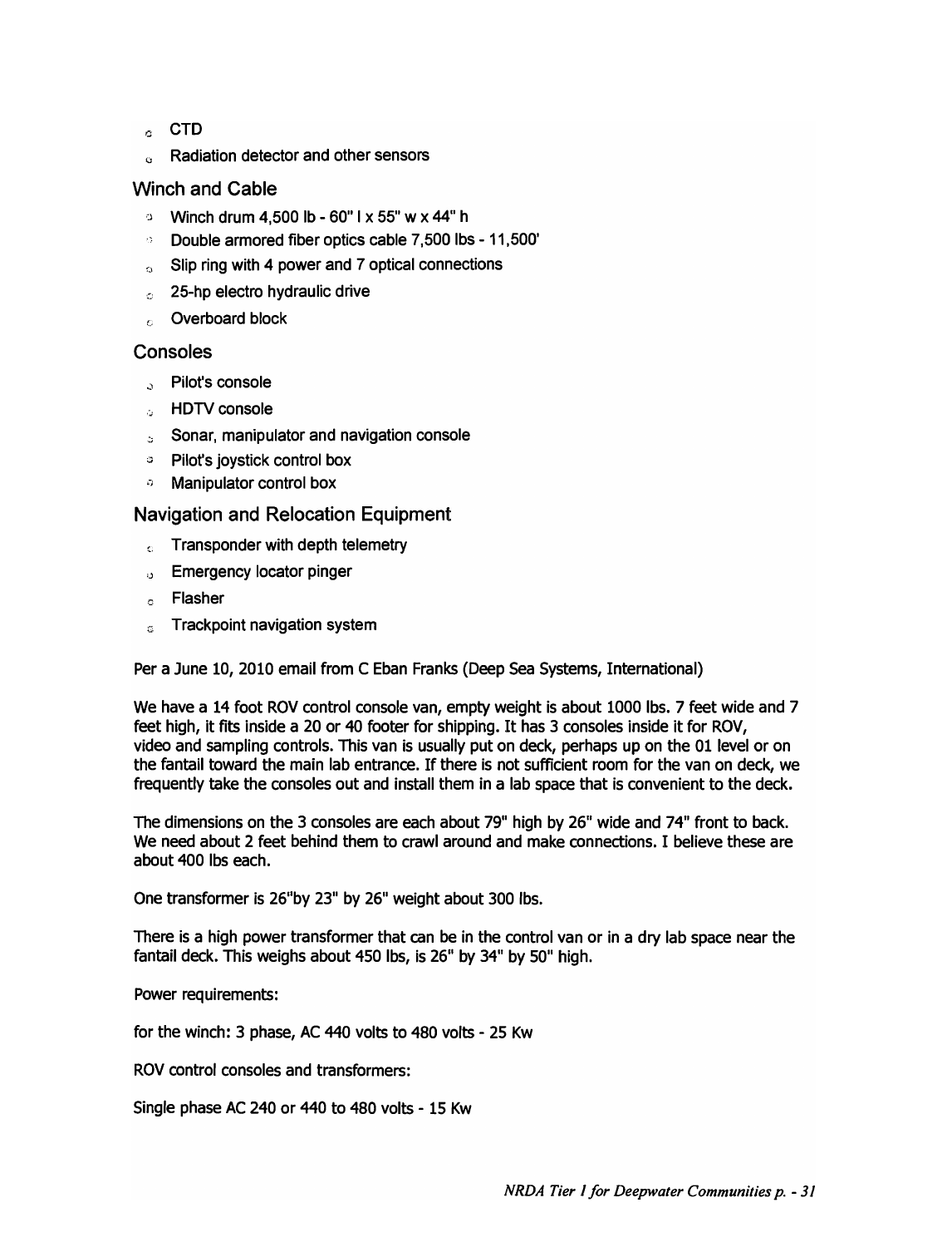- CTD
- Radiation detector and other sensors

## Winch and Cable

- Winch drum 4,500 lb - 60" l x 55" w x 44" h
- Double armored fiber optics cable 7,500 lbs - 11,500'
- Slip ring with 4 power and 7 optical connections
- 25-hp electro hydraulic drive
- Overboard block

## Consoles

- Pilot's console
- HDTV console
- Sonar, manipulator and navigation console
- Pilot's joystick control box
- Manipulator control box

## Navigation and Relocation Equipment

- Transponder with depth telemetry
- Emergency locator pinger
- Flasher
- Trackpoint navigation system

Per a June 10, 2010 email from C Eban Franks (Deep Sea Systems, International)

We have a 14 foot ROV control console van, empty weight is about 1000 lbs. 7 feet wide and 7 feet high, it fits inside a 20 or 40 footer for shipping. It has 3 consoles inside it for ROV, video and sampling controls. This van is usually put on deck, perhaps up on the 01 level or on the fantail toward the main lab entrance. If there is not sufficient room for the van on deck, we frequently take the consoles out and install them in a lab space that is convenient to the deck.

The dimensions on the 3 consoles are each about 79" high by 26" wide and 74" front to back. We need about 2 feet behind them to crawl around and make connections. I believe these are about 400 lbs each.

One transformer is 26"by 23" by 26" weight about 300 lbs.

There is a high power transformer that can be in the control van or in a dry lab space near the fantail deck. This weighs about 450 lbs, is 26" by 34" by 50" high.

Power requirements:

for the winch: 3 phase, AC 440 volts to 480 volts - 25 Kw

ROV control consoles and transformers:

Single phase AC 240 or 440 to 480 volts - 15 Kw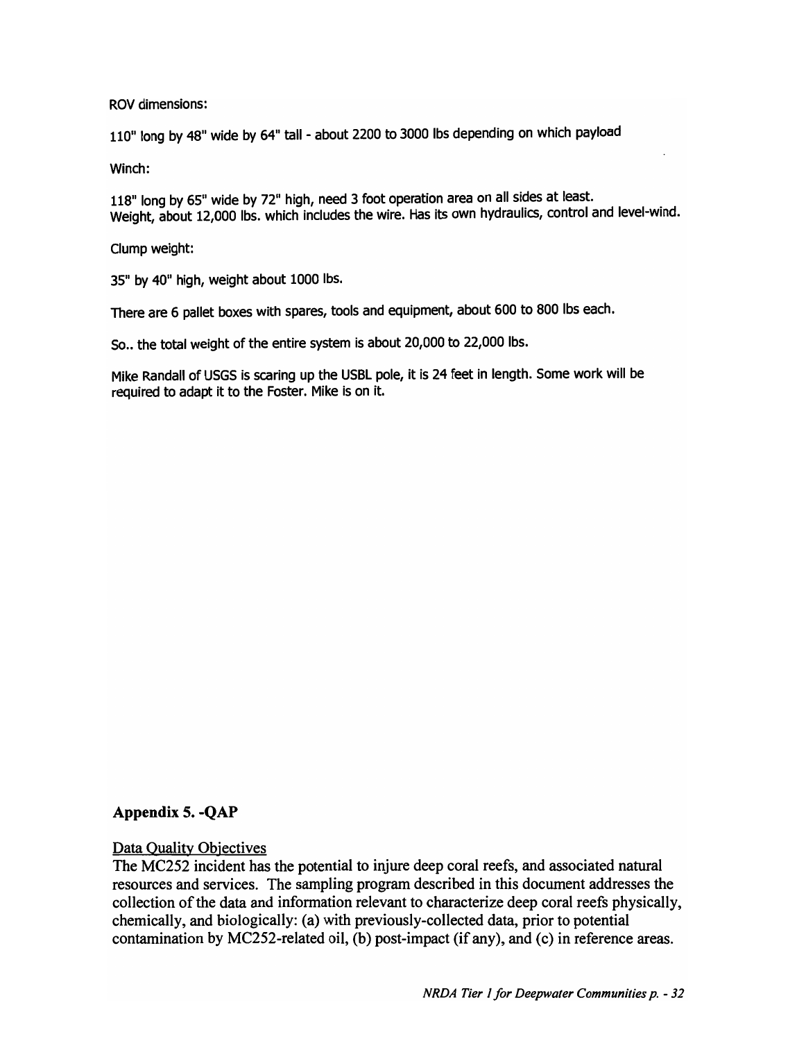ROV dimensions:

110" long by 48" wide by 64" tall - about 2200 to 3000 lbs depending on which payload

Winch:

118" long by 65" wide by 72" high, need 3 foot operation area on all sides at least.
Weight, about 12,000 lbs. which includes the wire. Has its own hydraulics, control and level-wind.

Clump weight:

35" by 40" high, weight about 1000 lbs.

There are 6 pallet boxes with spares, tools and equipment, about 600 to 800 lbs each.

So.. the total weight of the entire system is about 20,000 to 22,000 lbs.

Mike Randall of USGS is scaring up the USBL pole, it is 24 feet in length. Some work will be required to adapt it to the Foster. Mike is on it.

## Appendix 5. -QAP

Data Quality Objectives

The MC252 incident has the potential to injure deep coral reefs, and associated natural resources and services. The sampling program described in this document addresses the collection of the data and information relevant to characterize deep coral reefs physically, chemically, and biologically: (a) with previously-collected data, prior to potential contamination by MC252-related oil, (b) post-impact (if any), and (c) in reference areas.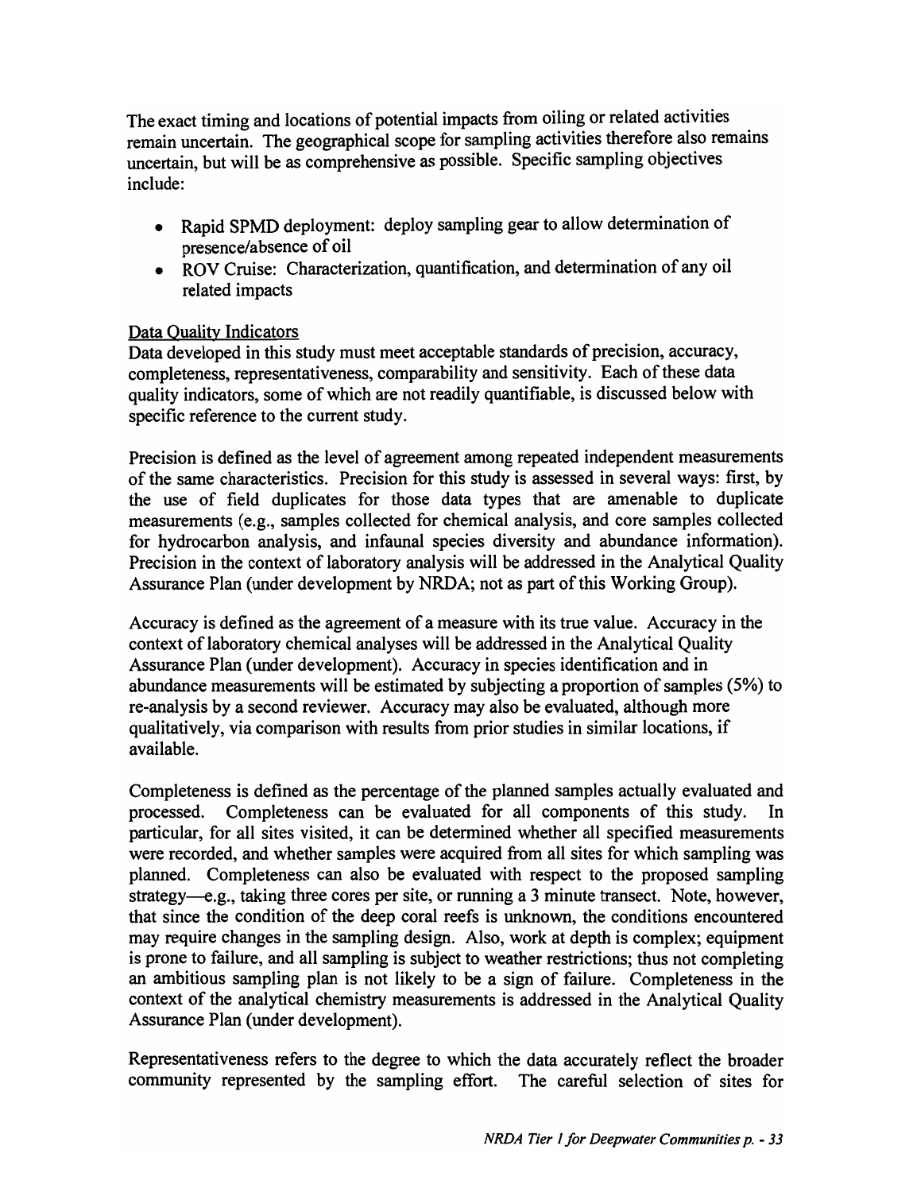The exact timing and locations of potential impacts from oiling or related activities remain uncertain. The geographical scope for sampling activities therefore also remains uncertain, but will be as comprehensive as possible. Specific sampling objectives include:

- Rapid SPMD deployment: deploy sampling gear to allow determination of presence/absence of oil
- ROV Cruise: Characterization, quantification, and determination of any oil related impacts

<u>Data Quality Indicators</u>

Data developed in this study must meet acceptable standards of precision, accuracy, completeness, representativeness, comparability and sensitivity. Each of these data quality indicators, some of which are not readily quantifiable, is discussed below with specific reference to the current study.

Precision is defined as the level of agreement among repeated independent measurements of the same characteristics. Precision for this study is assessed in several ways: first, by the use of field duplicates for those data types that are amenable to duplicate measurements (e.g., samples collected for chemical analysis, and core samples collected for hydrocarbon analysis, and infaunal species diversity and abundance information). Precision in the context of laboratory analysis will be addressed in the Analytical Quality Assurance Plan (under development by NRDA; not as part of this Working Group).

Accuracy is defined as the agreement of a measure with its true value. Accuracy in the context of laboratory chemical analyses will be addressed in the Analytical Quality Assurance Plan (under development). Accuracy in species identification and in abundance measurements will be estimated by subjecting a proportion of samples (5%) to re-analysis by a second reviewer. Accuracy may also be evaluated, although more qualitatively, via comparison with results from prior studies in similar locations, if available.

Completeness is defined as the percentage of the planned samples actually evaluated and processed. Completeness can be evaluated for all components of this study. In particular, for all sites visited, it can be determined whether all specified measurements were recorded, and whether samples were acquired from all sites for which sampling was planned. Completeness can also be evaluated with respect to the proposed sampling strategy—e.g., taking three cores per site, or running a 3 minute transect. Note, however, that since the condition of the deep coral reefs is unknown, the conditions encountered may require changes in the sampling design. Also, work at depth is complex; equipment is prone to failure, and all sampling is subject to weather restrictions; thus not completing an ambitious sampling plan is not likely to be a sign of failure. Completeness in the context of the analytical chemistry measurements is addressed in the Analytical Quality Assurance Plan (under development).

Representativeness refers to the degree to which the data accurately reflect the broader community represented by the sampling effort. The careful selection of sites for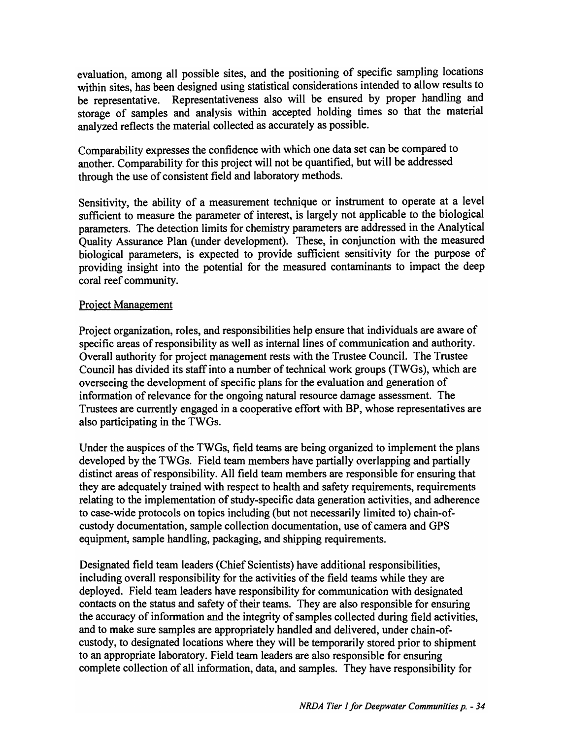evaluation, among all possible sites, and the positioning of specific sampling locations within sites, has been designed using statistical considerations intended to allow results to be representative. Representativeness also will be ensured by proper handling and storage of samples and analysis within accepted holding times so that the material analyzed reflects the material collected as accurately as possible.

Comparability expresses the confidence with which one data set can be compared to another. Comparability for this project will not be quantified, but will be addressed through the use of consistent field and laboratory methods.

Sensitivity, the ability of a measurement technique or instrument to operate at a level sufficient to measure the parameter of interest, is largely not applicable to the biological parameters. The detection limits for chemistry parameters are addressed in the Analytical Quality Assurance Plan (under development). These, in conjunction with the measured biological parameters, is expected to provide sufficient sensitivity for the purpose of providing insight into the potential for the measured contaminants to impact the deep coral reef community.

Project Management

Project organization, roles, and responsibilities help ensure that individuals are aware of specific areas of responsibility as well as internal lines of communication and authority. Overall authority for project management rests with the Trustee Council. The Trustee Council has divided its staff into a number of technical work groups (TWGs), which are overseeing the development of specific plans for the evaluation and generation of information of relevance for the ongoing natural resource damage assessment. The Trustees are currently engaged in a cooperative effort with BP, whose representatives are also participating in the TWGs.

Under the auspices of the TWGs, field teams are being organized to implement the plans developed by the TWGs. Field team members have partially overlapping and partially distinct areas of responsibility. All field team members are responsible for ensuring that they are adequately trained with respect to health and safety requirements, requirements relating to the implementation of study-specific data generation activities, and adherence to case-wide protocols on topics including (but not necessarily limited to) chain-of-custody documentation, sample collection documentation, use of camera and GPS equipment, sample handling, packaging, and shipping requirements.

Designated field team leaders (Chief Scientists) have additional responsibilities, including overall responsibility for the activities of the field teams while they are deployed. Field team leaders have responsibility for communication with designated contacts on the status and safety of their teams. They are also responsible for ensuring the accuracy of information and the integrity of samples collected during field activities, and to make sure samples are appropriately handled and delivered, under chain-of-custody, to designated locations where they will be temporarily stored prior to shipment to an appropriate laboratory. Field team leaders are also responsible for ensuring complete collection of all information, data, and samples. They have responsibility for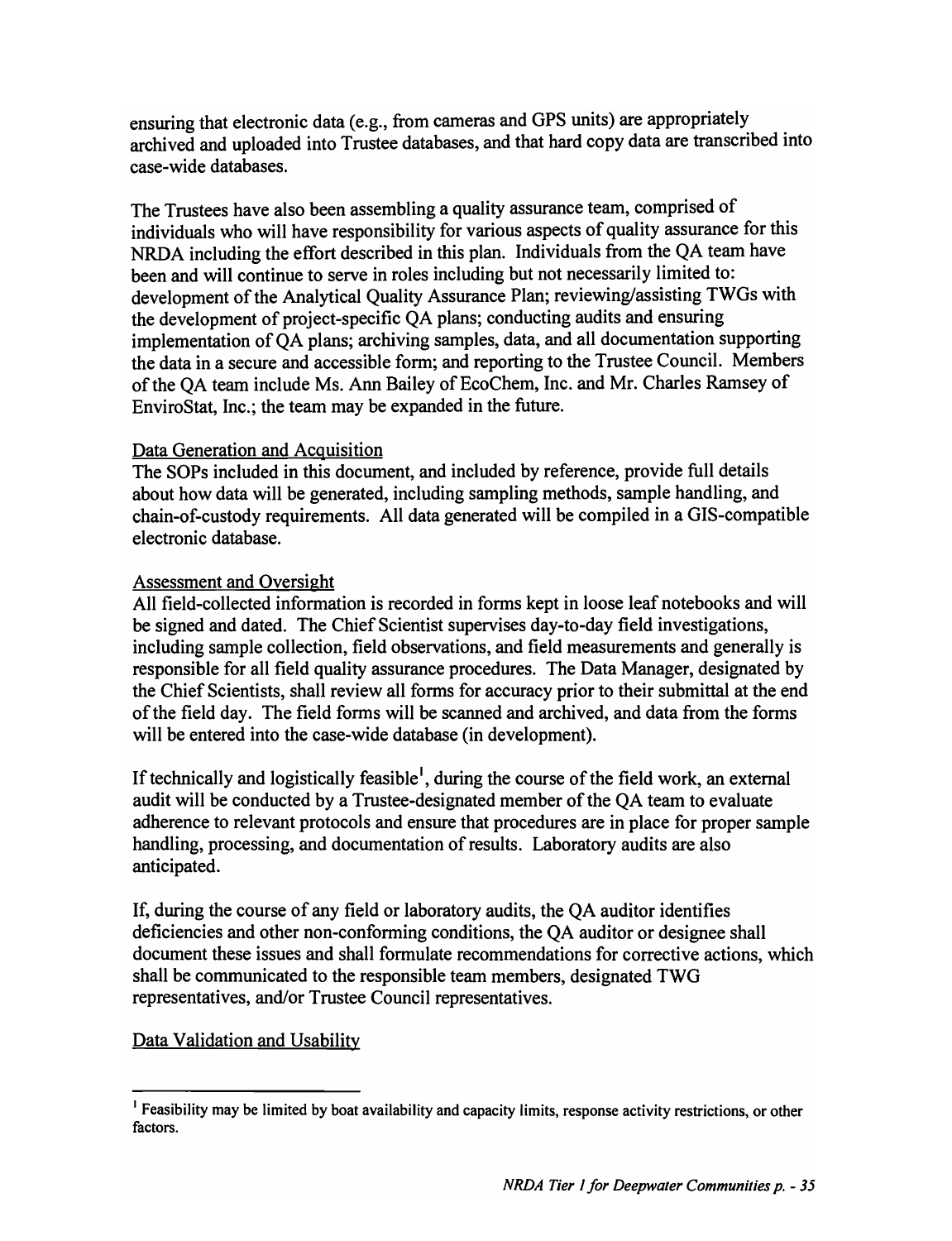ensuring that electronic data (e.g., from cameras and GPS units) are appropriately archived and uploaded into Trustee databases, and that hard copy data are transcribed into case-wide databases.

The Trustees have also been assembling a quality assurance team, comprised of individuals who will have responsibility for various aspects of quality assurance for this NRDA including the effort described in this plan. Individuals from the QA team have been and will continue to serve in roles including but not necessarily limited to: development of the Analytical Quality Assurance Plan; reviewing/assisting TWGs with the development of project-specific QA plans; conducting audits and ensuring implementation of QA plans; archiving samples, data, and all documentation supporting the data in a secure and accessible form; and reporting to the Trustee Council. Members of the QA team include Ms. Ann Bailey of EcoChem, Inc. and Mr. Charles Ramsey of EnviroStat, Inc.; the team may be expanded in the future.

Data Generation and Acquisition

The SOPs included in this document, and included by reference, provide full details about how data will be generated, including sampling methods, sample handling, and chain-of-custody requirements. All data generated will be compiled in a GIS-compatible electronic database.

Assessment and Oversight

All field-collected information is recorded in forms kept in loose leaf notebooks and will be signed and dated. The Chief Scientist supervises day-to-day field investigations, including sample collection, field observations, and field measurements and generally is responsible for all field quality assurance procedures. The Data Manager, designated by the Chief Scientists, shall review all forms for accuracy prior to their submittal at the end of the field day. The field forms will be scanned and archived, and data from the forms will be entered into the case-wide database (in development).

If technically and logistically feasible[1], during the course of the field work, an external audit will be conducted by a Trustee-designated member of the QA team to evaluate adherence to relevant protocols and ensure that procedures are in place for proper sample handling, processing, and documentation of results. Laboratory audits are also anticipated.

If, during the course of any field or laboratory audits, the QA auditor identifies deficiencies and other non-conforming conditions, the QA auditor or designee shall document these issues and shall formulate recommendations for corrective actions, which shall be communicated to the responsible team members, designated TWG representatives, and/or Trustee Council representatives.

Data Validation and Usability

[1] Feasibility may be limited by boat availability and capacity limits, response activity restrictions, or other factors.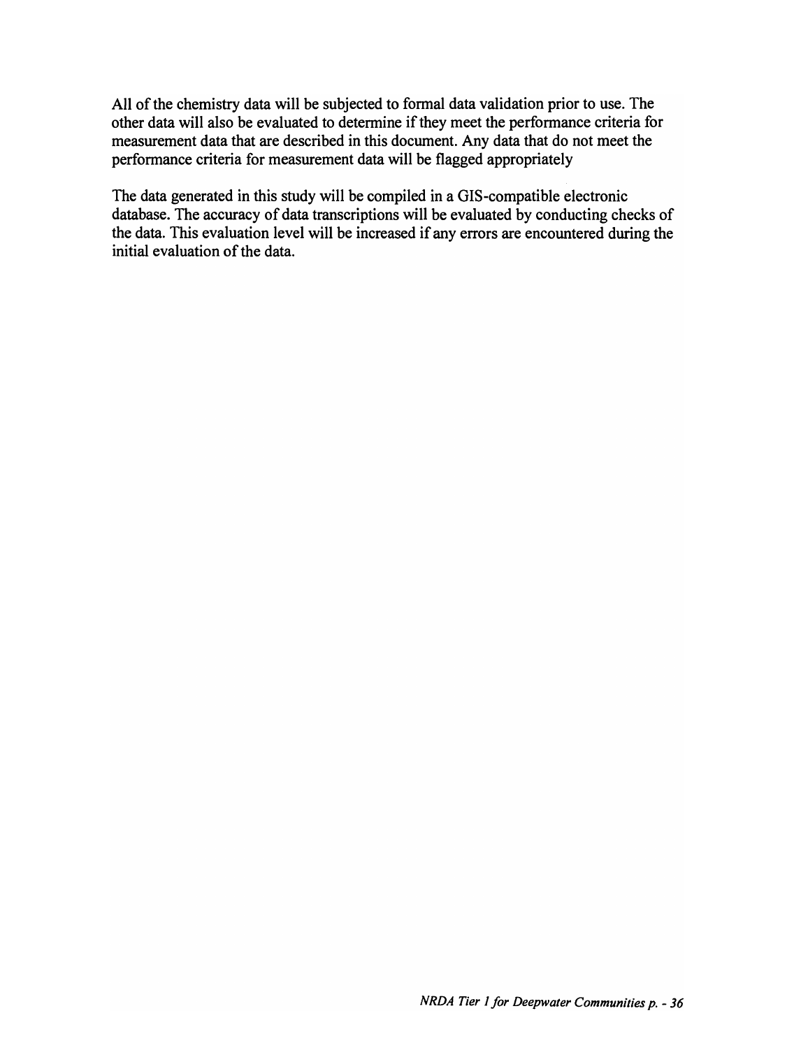All of the chemistry data will be subjected to formal data validation prior to use. The other data will also be evaluated to determine if they meet the performance criteria for measurement data that are described in this document. Any data that do not meet the performance criteria for measurement data will be flagged appropriately

The data generated in this study will be compiled in a GIS-compatible electronic database. The accuracy of data transcriptions will be evaluated by conducting checks of the data. This evaluation level will be increased if any errors are encountered during the initial evaluation of the data.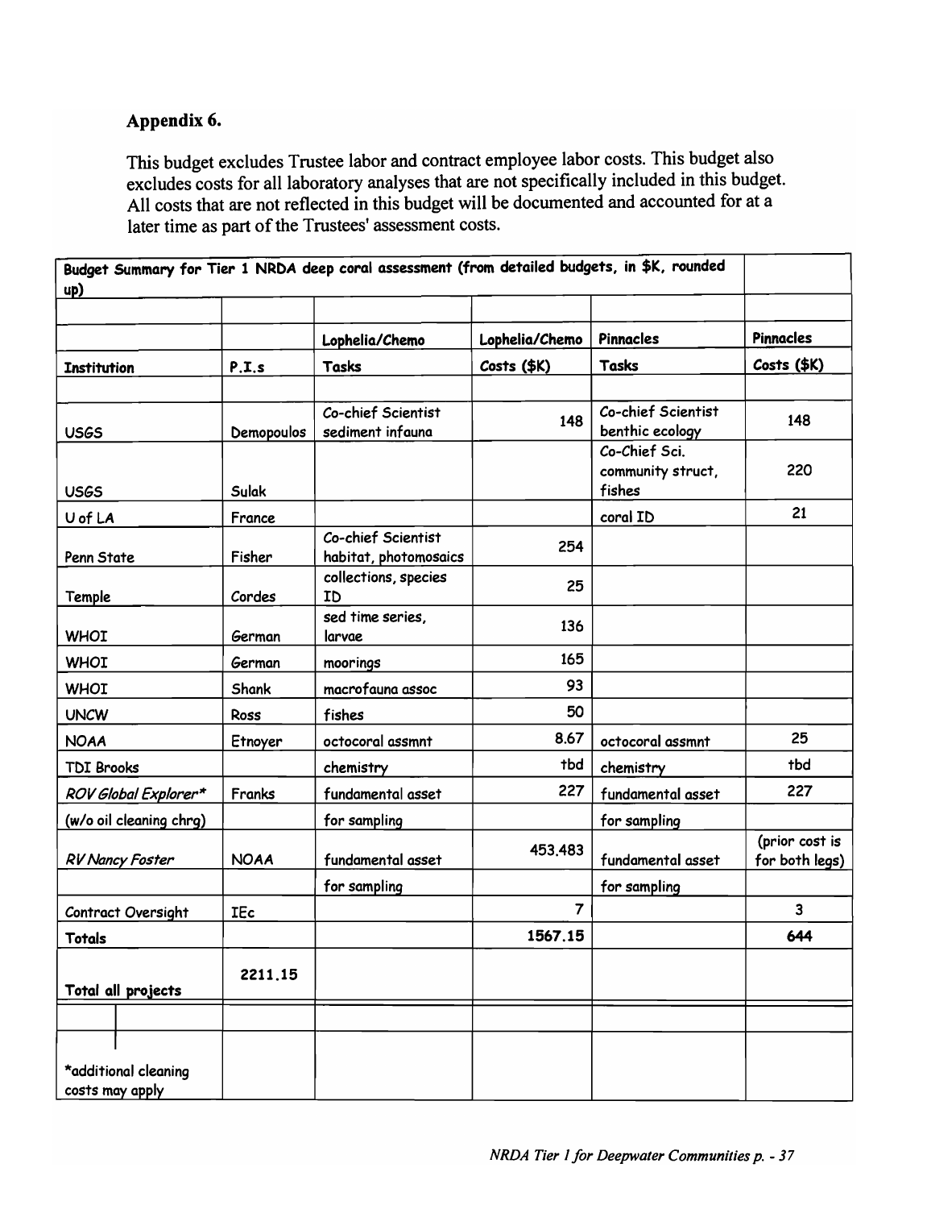## Appendix 6.

This budget excludes Trustee labor and contract employee labor costs. This budget also excludes costs for all laboratory analyses that are not specifically included in this budget. All costs that are not reflected in this budget will be documented and accounted for at a later time as part of the Trustees' assessment costs.

| Budget Summary for Tier 1 NRDA deep coral assessment (from detailed budgets, in $K, rounded up) | | | | | |
|---|---|---|---|---|---|
| | | | | | |
| | | Lophelia/Chemo | Lophelia/Chemo | Pinnacles | Pinnacles |
| Institution | P.I.s | Tasks | Costs ($K) | Tasks | Costs ($K) |
| | | | | | |
| USGS | Demopoulos | Co-chief Scientist sediment infauna | 148 | Co-chief Scientist benthic ecology | 148 |
| USGS | Sulak | | | Co-Chief Sci. community struct, fishes | 220 |
| U of LA | France | | | coral ID | 21 |
| Penn State | Fisher | Co-chief Scientist habitat, photomosaics | 254 | | |
| Temple | Cordes | collections, species ID | 25 | | |
| WHOI | German | sed time series, larvae | 136 | | |
| WHOI | German | moorings | 165 | | |
| WHOI | Shank | macrofauna assoc | 93 | | |
| UNCW | Ross | fishes | 50 | | |
| NOAA | Etnoyer | octocoral assmnt | 8.67 | octocoral assmnt | 25 |
| TDI Brooks | | chemistry | tbd | chemistry | tbd |
| *ROV Global Explorer** | Franks | fundamental asset | 227 | fundamental asset | 227 |
| (w/o oil cleaning chrg) | | for sampling | | for sampling | |
| *RV Nancy Foster* | NOAA | fundamental asset | 453.483 | fundamental asset | (prior cost is for both legs) |
| | | for sampling | | for sampling | |
| Contract Oversight | IEc | | 7 | | 3 |
| **Totals** | | | **1567.15** | | **644** |
| **Total all projects** | 2211.15 | | | | |
| | | | | | |
| *additional cleaning costs may apply | | | | | |